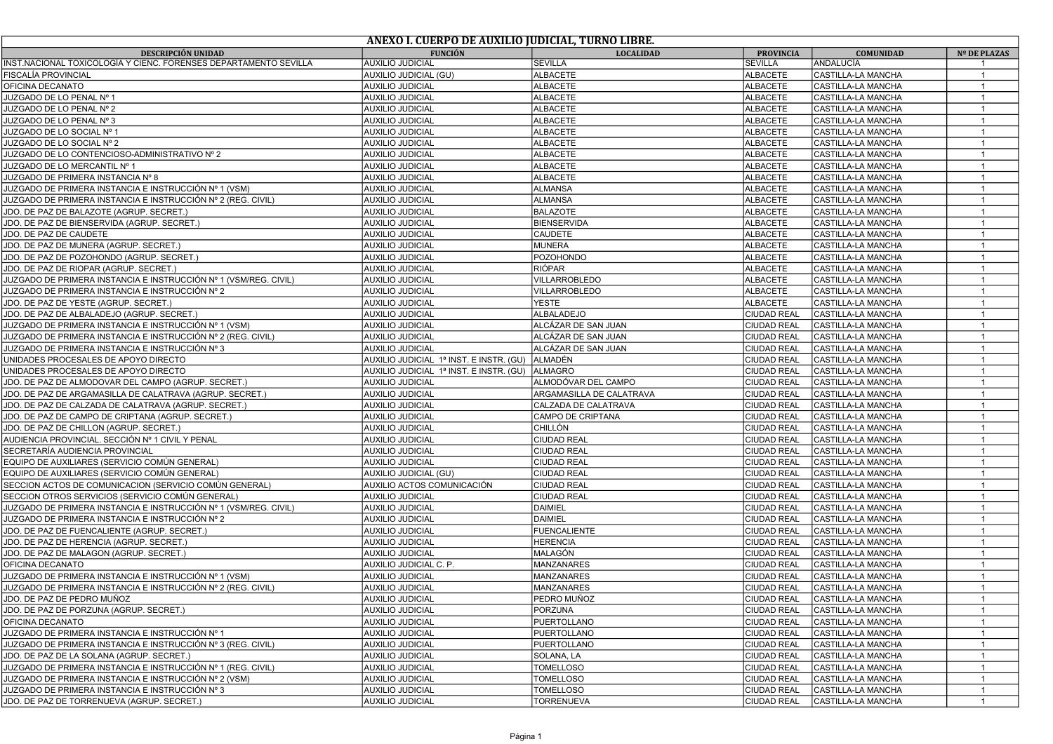# ANEXO I. CUERPO DE AUXILIO JUDICIAL, TURNO LIBRE.

| DESCRIPCIÓN UNIDAD | FUNCIÓN | LOCALIDAD | PROVINCIA | COMUNIDAD | Nº DE PLAZAS |
|---|---|---|---|---|---|
| INST.NACIONAL TOXICOLOGÍA Y CIENC. FORENSES DEPARTAMENTO SEVILLA | AUXILIO JUDICIAL | SEVILLA | SEVILLA | ANDALUCÍA | 1 |
| FISCALÍA PROVINCIAL | AUXILIO JUDICIAL (GU) | ALBACETE | ALBACETE | CASTILLA-LA MANCHA | 1 |
| OFICINA DECANATO | AUXILIO JUDICIAL | ALBACETE | ALBACETE | CASTILLA-LA MANCHA | 1 |
| JUZGADO DE LO PENAL Nº 1 | AUXILIO JUDICIAL | ALBACETE | ALBACETE | CASTILLA-LA MANCHA | 1 |
| JUZGADO DE LO PENAL Nº 2 | AUXILIO JUDICIAL | ALBACETE | ALBACETE | CASTILLA-LA MANCHA | 1 |
| JUZGADO DE LO PENAL Nº 3 | AUXILIO JUDICIAL | ALBACETE | ALBACETE | CASTILLA-LA MANCHA | 1 |
| JUZGADO DE LO SOCIAL Nº 1 | AUXILIO JUDICIAL | ALBACETE | ALBACETE | CASTILLA-LA MANCHA | 1 |
| JUZGADO DE LO SOCIAL Nº 2 | AUXILIO JUDICIAL | ALBACETE | ALBACETE | CASTILLA-LA MANCHA | 1 |
| JUZGADO DE LO CONTENCIOSO-ADMINISTRATIVO Nº 2 | AUXILIO JUDICIAL | ALBACETE | ALBACETE | CASTILLA-LA MANCHA | 1 |
| JUZGADO DE LO MERCANTIL Nº 1 | AUXILIO JUDICIAL | ALBACETE | ALBACETE | CASTILLA-LA MANCHA | 1 |
| JUZGADO DE PRIMERA INSTANCIA Nº 8 | AUXILIO JUDICIAL | ALBACETE | ALBACETE | CASTILLA-LA MANCHA | 1 |
| JUZGADO DE PRIMERA INSTANCIA E INSTRUCCIÓN Nº 1 (VSM) | AUXILIO JUDICIAL | ALMANSA | ALBACETE | CASTILLA-LA MANCHA | 1 |
| JUZGADO DE PRIMERA INSTANCIA E INSTRUCCIÓN Nº 2 (REG. CIVIL) | AUXILIO JUDICIAL | ALMANSA | ALBACETE | CASTILLA-LA MANCHA | 1 |
| JDO. DE PAZ DE BALAZOTE (AGRUP. SECRET.) | AUXILIO JUDICIAL | BALAZOTE | ALBACETE | CASTILLA-LA MANCHA | 1 |
| JDO. DE PAZ DE BIENSERVIDA (AGRUP. SECRET.) | AUXILIO JUDICIAL | BIENSERVIDA | ALBACETE | CASTILLA-LA MANCHA | 1 |
| JDO. DE PAZ DE CAUDETE | AUXILIO JUDICIAL | CAUDETE | ALBACETE | CASTILLA-LA MANCHA | 1 |
| JDO. DE PAZ DE MUNERA (AGRUP. SECRET.) | AUXILIO JUDICIAL | MUNERA | ALBACETE | CASTILLA-LA MANCHA | 1 |
| JDO. DE PAZ DE POZOHONDO (AGRUP. SECRET.) | AUXILIO JUDICIAL | POZOHONDO | ALBACETE | CASTILLA-LA MANCHA | 1 |
| JDO. DE PAZ DE RIOPAR (AGRUP. SECRET.) | AUXILIO JUDICIAL | RIÓPAR | ALBACETE | CASTILLA-LA MANCHA | 1 |
| JUZGADO DE PRIMERA INSTANCIA E INSTRUCCIÓN Nº 1 (VSM/REG. CIVIL) | AUXILIO JUDICIAL | VILLARROBLEDO | ALBACETE | CASTILLA-LA MANCHA | 1 |
| JUZGADO DE PRIMERA INSTANCIA E INSTRUCCIÓN Nº 2 | AUXILIO JUDICIAL | VILLARROBLEDO | ALBACETE | CASTILLA-LA MANCHA | 1 |
| JDO. DE PAZ DE YESTE (AGRUP. SECRET.) | AUXILIO JUDICIAL | YESTE | ALBACETE | CASTILLA-LA MANCHA | 1 |
| JDO. DE PAZ DE ALBALADEJO (AGRUP. SECRET.) | AUXILIO JUDICIAL | ALBALADEJO | CIUDAD REAL | CASTILLA-LA MANCHA | 1 |
| JUZGADO DE PRIMERA INSTANCIA E INSTRUCCIÓN Nº 1 (VSM) | AUXILIO JUDICIAL | ALCÁZAR DE SAN JUAN | CIUDAD REAL | CASTILLA-LA MANCHA | 1 |
| JUZGADO DE PRIMERA INSTANCIA E INSTRUCCIÓN Nº 2 (REG. CIVIL) | AUXILIO JUDICIAL | ALCÁZAR DE SAN JUAN | CIUDAD REAL | CASTILLA-LA MANCHA | 1 |
| JUZGADO DE PRIMERA INSTANCIA E INSTRUCCIÓN Nº 3 | AUXILIO JUDICIAL | ALCÁZAR DE SAN JUAN | CIUDAD REAL | CASTILLA-LA MANCHA | 1 |
| UNIDADES PROCESALES DE APOYO DIRECTO | AUXILIO JUDICIAL 1ª INST. E INSTR. (GU) | ALMADÉN | CIUDAD REAL | CASTILLA-LA MANCHA | 1 |
| UNIDADES PROCESALES DE APOYO DIRECTO | AUXILIO JUDICIAL 1ª INST. E INSTR. (GU) | ALMAGRO | CIUDAD REAL | CASTILLA-LA MANCHA | 1 |
| JDO. DE PAZ DE ALMODOVAR DEL CAMPO (AGRUP. SECRET.) | AUXILIO JUDICIAL | ALMODÓVAR DEL CAMPO | CIUDAD REAL | CASTILLA-LA MANCHA | 1 |
| JDO. DE PAZ DE ARGAMASILLA DE CALATRAVA (AGRUP. SECRET.) | AUXILIO JUDICIAL | ARGAMASILLA DE CALATRAVA | CIUDAD REAL | CASTILLA-LA MANCHA | 1 |
| JDO. DE PAZ DE CALZADA DE CALATRAVA (AGRUP. SECRET.) | AUXILIO JUDICIAL | CALZADA DE CALATRAVA | CIUDAD REAL | CASTILLA-LA MANCHA | 1 |
| JDO. DE PAZ DE CAMPO DE CRIPTANA (AGRUP. SECRET.) | AUXILIO JUDICIAL | CAMPO DE CRIPTANA | CIUDAD REAL | CASTILLA-LA MANCHA | 1 |
| JDO. DE PAZ DE CHILLON (AGRUP. SECRET.) | AUXILIO JUDICIAL | CHILLÓN | CIUDAD REAL | CASTILLA-LA MANCHA | 1 |
| AUDIENCIA PROVINCIAL. SECCIÓN Nº 1 CIVIL Y PENAL | AUXILIO JUDICIAL | CIUDAD REAL | CIUDAD REAL | CASTILLA-LA MANCHA | 1 |
| SECRETARÍA AUDIENCIA PROVINCIAL | AUXILIO JUDICIAL | CIUDAD REAL | CIUDAD REAL | CASTILLA-LA MANCHA | 1 |
| EQUIPO DE AUXILIARES (SERVICIO COMÚN GENERAL) | AUXILIO JUDICIAL | CIUDAD REAL | CIUDAD REAL | CASTILLA-LA MANCHA | 1 |
| EQUIPO DE AUXILIARES (SERVICIO COMÚN GENERAL) | AUXILIO JUDICIAL (GU) | CIUDAD REAL | CIUDAD REAL | CASTILLA-LA MANCHA | 1 |
| SECCION ACTOS DE COMUNICACION (SERVICIO COMÚN GENERAL) | AUXILIO ACTOS COMUNICACIÓN | CIUDAD REAL | CIUDAD REAL | CASTILLA-LA MANCHA | 1 |
| SECCION OTROS SERVICIOS (SERVICIO COMÚN GENERAL) | AUXILIO JUDICIAL | CIUDAD REAL | CIUDAD REAL | CASTILLA-LA MANCHA | 1 |
| JUZGADO DE PRIMERA INSTANCIA E INSTRUCCIÓN Nº 1 (VSM/REG. CIVIL) | AUXILIO JUDICIAL | DAIMIEL | CIUDAD REAL | CASTILLA-LA MANCHA | 1 |
| JUZGADO DE PRIMERA INSTANCIA E INSTRUCCIÓN Nº 2 | AUXILIO JUDICIAL | DAIMIEL | CIUDAD REAL | CASTILLA-LA MANCHA | 1 |
| JDO. DE PAZ DE FUENCALIENTE (AGRUP. SECRET.) | AUXILIO JUDICIAL | FUENCALIENTE | CIUDAD REAL | CASTILLA-LA MANCHA | 1 |
| JDO. DE PAZ DE HERENCIA (AGRUP. SECRET.) | AUXILIO JUDICIAL | HERENCIA | CIUDAD REAL | CASTILLA-LA MANCHA | 1 |
| JDO. DE PAZ DE MALAGON (AGRUP. SECRET.) | AUXILIO JUDICIAL | MALAGÓN | CIUDAD REAL | CASTILLA-LA MANCHA | 1 |
| OFICINA DECANATO | AUXILIO JUDICIAL C. P. | MANZANARES | CIUDAD REAL | CASTILLA-LA MANCHA | 1 |
| JUZGADO DE PRIMERA INSTANCIA E INSTRUCCIÓN Nº 1 (VSM) | AUXILIO JUDICIAL | MANZANARES | CIUDAD REAL | CASTILLA-LA MANCHA | 1 |
| JUZGADO DE PRIMERA INSTANCIA E INSTRUCCIÓN Nº 2 (REG. CIVIL) | AUXILIO JUDICIAL | MANZANARES | CIUDAD REAL | CASTILLA-LA MANCHA | 1 |
| JDO. DE PAZ DE PEDRO MUÑOZ | AUXILIO JUDICIAL | PEDRO MUÑOZ | CIUDAD REAL | CASTILLA-LA MANCHA | 1 |
| JDO. DE PAZ DE PORZUNA (AGRUP. SECRET.) | AUXILIO JUDICIAL | PORZUNA | CIUDAD REAL | CASTILLA-LA MANCHA | 1 |
| OFICINA DECANATO | AUXILIO JUDICIAL | PUERTOLLANO | CIUDAD REAL | CASTILLA-LA MANCHA | 1 |
| JUZGADO DE PRIMERA INSTANCIA E INSTRUCCIÓN Nº 1 | AUXILIO JUDICIAL | PUERTOLLANO | CIUDAD REAL | CASTILLA-LA MANCHA | 1 |
| JUZGADO DE PRIMERA INSTANCIA E INSTRUCCIÓN Nº 3 (REG. CIVIL) | AUXILIO JUDICIAL | PUERTOLLANO | CIUDAD REAL | CASTILLA-LA MANCHA | 1 |
| JDO. DE PAZ DE LA SOLANA (AGRUP. SECRET.) | AUXILIO JUDICIAL | SOLANA, LA | CIUDAD REAL | CASTILLA-LA MANCHA | 1 |
| JUZGADO DE PRIMERA INSTANCIA E INSTRUCCIÓN Nº 1 (REG. CIVIL) | AUXILIO JUDICIAL | TOMELLOSO | CIUDAD REAL | CASTILLA-LA MANCHA | 1 |
| JUZGADO DE PRIMERA INSTANCIA E INSTRUCCIÓN Nº 2 (VSM) | AUXILIO JUDICIAL | TOMELLOSO | CIUDAD REAL | CASTILLA-LA MANCHA | 1 |
| JUZGADO DE PRIMERA INSTANCIA E INSTRUCCIÓN Nº 3 | AUXILIO JUDICIAL | TOMELLOSO | CIUDAD REAL | CASTILLA-LA MANCHA | 1 |
| JDO. DE PAZ DE TORRENUEVA (AGRUP. SECRET.) | AUXILIO JUDICIAL | TORRENUEVA | CIUDAD REAL | CASTILLA-LA MANCHA | 1 |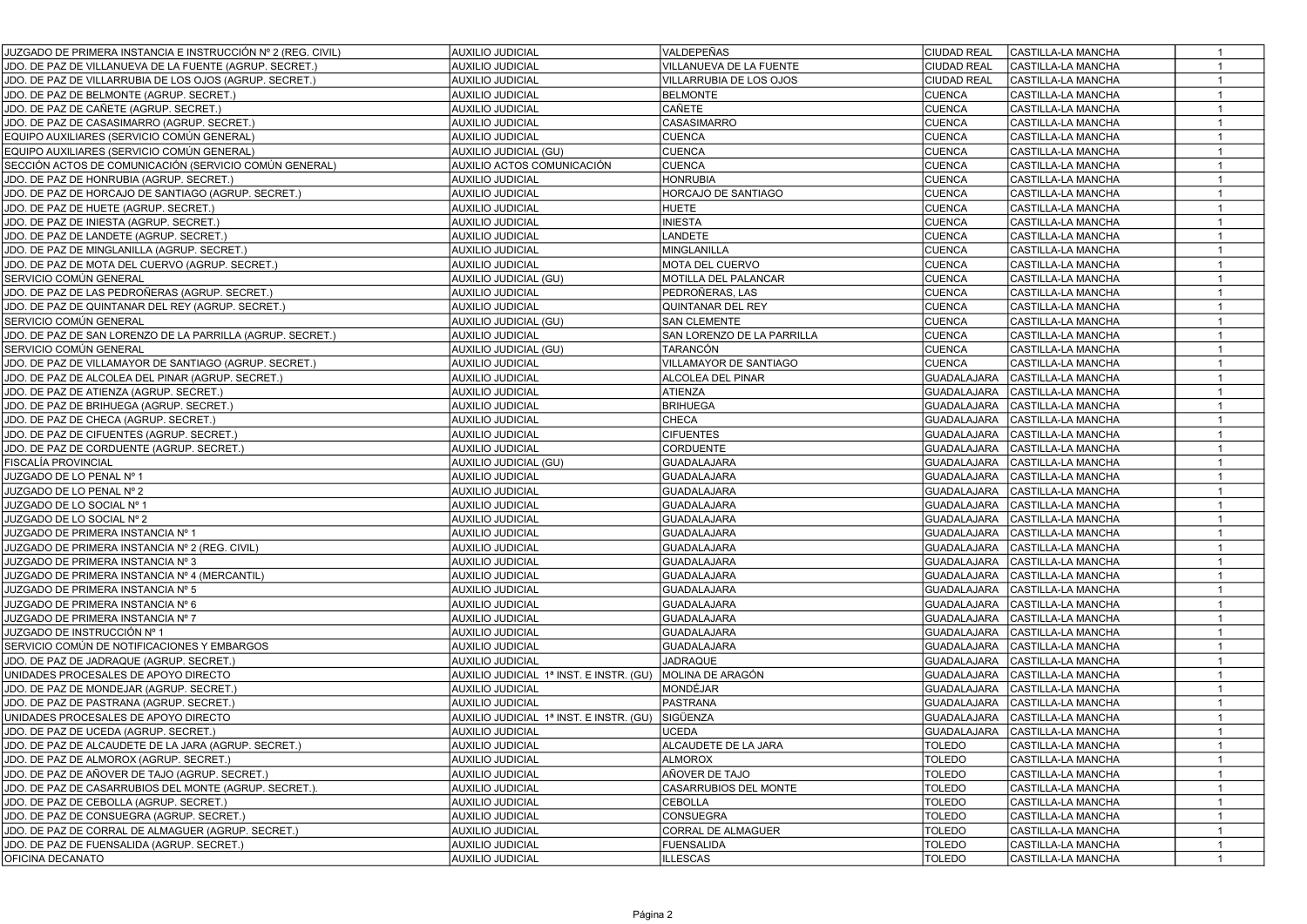| | | | | | |
|---|---|---|---|---|---|
| JUZGADO DE PRIMERA INSTANCIA E INSTRUCCIÓN Nº 2 (REG. CIVIL) | AUXILIO JUDICIAL | VALDEPEÑAS | CIUDAD REAL | CASTILLA-LA MANCHA | 1 |
| JDO. DE PAZ DE VILLANUEVA DE LA FUENTE (AGRUP. SECRET.) | AUXILIO JUDICIAL | VILLANUEVA DE LA FUENTE | CIUDAD REAL | CASTILLA-LA MANCHA | 1 |
| JDO. DE PAZ DE VILLARRUBIA DE LOS OJOS (AGRUP. SECRET.) | AUXILIO JUDICIAL | VILLARRUBIA DE LOS OJOS | CIUDAD REAL | CASTILLA-LA MANCHA | 1 |
| JDO. DE PAZ DE BELMONTE (AGRUP. SECRET.) | AUXILIO JUDICIAL | BELMONTE | CUENCA | CASTILLA-LA MANCHA | 1 |
| JDO. DE PAZ DE CAÑETE (AGRUP. SECRET.) | AUXILIO JUDICIAL | CAÑETE | CUENCA | CASTILLA-LA MANCHA | 1 |
| JDO. DE PAZ DE CASASIMARRO (AGRUP. SECRET.) | AUXILIO JUDICIAL | CASASIMARRO | CUENCA | CASTILLA-LA MANCHA | 1 |
| EQUIPO AUXILIARES (SERVICIO COMÚN GENERAL) | AUXILIO JUDICIAL | CUENCA | CUENCA | CASTILLA-LA MANCHA | 1 |
| EQUIPO AUXILIARES (SERVICIO COMÚN GENERAL) | AUXILIO JUDICIAL (GU) | CUENCA | CUENCA | CASTILLA-LA MANCHA | 1 |
| SECCIÓN ACTOS DE COMUNICACIÓN (SERVICIO COMÚN GENERAL) | AUXILIO ACTOS COMUNICACIÓN | CUENCA | CUENCA | CASTILLA-LA MANCHA | 1 |
| JDO. DE PAZ DE HONRUBIA (AGRUP. SECRET.) | AUXILIO JUDICIAL | HONRUBIA | CUENCA | CASTILLA-LA MANCHA | 1 |
| JDO. DE PAZ DE HORCAJO DE SANTIAGO (AGRUP. SECRET.) | AUXILIO JUDICIAL | HORCAJO DE SANTIAGO | CUENCA | CASTILLA-LA MANCHA | 1 |
| JDO. DE PAZ DE HUETE (AGRUP. SECRET.) | AUXILIO JUDICIAL | HUETE | CUENCA | CASTILLA-LA MANCHA | 1 |
| JDO. DE PAZ DE INIESTA (AGRUP. SECRET.) | AUXILIO JUDICIAL | INIESTA | CUENCA | CASTILLA-LA MANCHA | 1 |
| JDO. DE PAZ DE LANDETE (AGRUP. SECRET.) | AUXILIO JUDICIAL | LANDETE | CUENCA | CASTILLA-LA MANCHA | 1 |
| JDO. DE PAZ DE MINGLANILLA (AGRUP. SECRET.) | AUXILIO JUDICIAL | MINGLANILLA | CUENCA | CASTILLA-LA MANCHA | 1 |
| JDO. DE PAZ DE MOTA DEL CUERVO (AGRUP. SECRET.) | AUXILIO JUDICIAL | MOTA DEL CUERVO | CUENCA | CASTILLA-LA MANCHA | 1 |
| SERVICIO COMÚN GENERAL | AUXILIO JUDICIAL (GU) | MOTILLA DEL PALANCAR | CUENCA | CASTILLA-LA MANCHA | 1 |
| JDO. DE PAZ DE LAS PEDROÑERAS (AGRUP. SECRET.) | AUXILIO JUDICIAL | PEDROÑERAS, LAS | CUENCA | CASTILLA-LA MANCHA | 1 |
| JDO. DE PAZ DE QUINTANAR DEL REY (AGRUP. SECRET.) | AUXILIO JUDICIAL | QUINTANAR DEL REY | CUENCA | CASTILLA-LA MANCHA | 1 |
| SERVICIO COMÚN GENERAL | AUXILIO JUDICIAL (GU) | SAN CLEMENTE | CUENCA | CASTILLA-LA MANCHA | 1 |
| JDO. DE PAZ DE SAN LORENZO DE LA PARRILLA (AGRUP. SECRET.) | AUXILIO JUDICIAL | SAN LORENZO DE LA PARRILLA | CUENCA | CASTILLA-LA MANCHA | 1 |
| SERVICIO COMÚN GENERAL | AUXILIO JUDICIAL (GU) | TARANCÓN | CUENCA | CASTILLA-LA MANCHA | 1 |
| JDO. DE PAZ DE VILLAMAYOR DE SANTIAGO (AGRUP. SECRET.) | AUXILIO JUDICIAL | VILLAMAYOR DE SANTIAGO | CUENCA | CASTILLA-LA MANCHA | 1 |
| JDO. DE PAZ DE ALCOLEA DEL PINAR (AGRUP. SECRET.) | AUXILIO JUDICIAL | ALCOLEA DEL PINAR | GUADALAJARA | CASTILLA-LA MANCHA | 1 |
| JDO. DE PAZ DE ATIENZA (AGRUP. SECRET.) | AUXILIO JUDICIAL | ATIENZA | GUADALAJARA | CASTILLA-LA MANCHA | 1 |
| JDO. DE PAZ DE BRIHUEGA (AGRUP. SECRET.) | AUXILIO JUDICIAL | BRIHUEGA | GUADALAJARA | CASTILLA-LA MANCHA | 1 |
| JDO. DE PAZ DE CHECA (AGRUP. SECRET.) | AUXILIO JUDICIAL | CHECA | GUADALAJARA | CASTILLA-LA MANCHA | 1 |
| JDO. DE PAZ DE CIFUENTES (AGRUP. SECRET.) | AUXILIO JUDICIAL | CIFUENTES | GUADALAJARA | CASTILLA-LA MANCHA | 1 |
| JDO. DE PAZ DE CORDUENTE (AGRUP. SECRET.) | AUXILIO JUDICIAL | CORDUENTE | GUADALAJARA | CASTILLA-LA MANCHA | 1 |
| FISCALÍA PROVINCIAL | AUXILIO JUDICIAL (GU) | GUADALAJARA | GUADALAJARA | CASTILLA-LA MANCHA | 1 |
| JUZGADO DE LO PENAL Nº 1 | AUXILIO JUDICIAL | GUADALAJARA | GUADALAJARA | CASTILLA-LA MANCHA | 1 |
| JUZGADO DE LO PENAL Nº 2 | AUXILIO JUDICIAL | GUADALAJARA | GUADALAJARA | CASTILLA-LA MANCHA | 1 |
| JUZGADO DE LO SOCIAL Nº 1 | AUXILIO JUDICIAL | GUADALAJARA | GUADALAJARA | CASTILLA-LA MANCHA | 1 |
| JUZGADO DE LO SOCIAL Nº 2 | AUXILIO JUDICIAL | GUADALAJARA | GUADALAJARA | CASTILLA-LA MANCHA | 1 |
| JUZGADO DE PRIMERA INSTANCIA Nº 1 | AUXILIO JUDICIAL | GUADALAJARA | GUADALAJARA | CASTILLA-LA MANCHA | 1 |
| JUZGADO DE PRIMERA INSTANCIA Nº 2 (REG. CIVIL) | AUXILIO JUDICIAL | GUADALAJARA | GUADALAJARA | CASTILLA-LA MANCHA | 1 |
| JUZGADO DE PRIMERA INSTANCIA Nº 3 | AUXILIO JUDICIAL | GUADALAJARA | GUADALAJARA | CASTILLA-LA MANCHA | 1 |
| JUZGADO DE PRIMERA INSTANCIA Nº 4 (MERCANTIL) | AUXILIO JUDICIAL | GUADALAJARA | GUADALAJARA | CASTILLA-LA MANCHA | 1 |
| JUZGADO DE PRIMERA INSTANCIA Nº 5 | AUXILIO JUDICIAL | GUADALAJARA | GUADALAJARA | CASTILLA-LA MANCHA | 1 |
| JUZGADO DE PRIMERA INSTANCIA Nº 6 | AUXILIO JUDICIAL | GUADALAJARA | GUADALAJARA | CASTILLA-LA MANCHA | 1 |
| JUZGADO DE PRIMERA INSTANCIA Nº 7 | AUXILIO JUDICIAL | GUADALAJARA | GUADALAJARA | CASTILLA-LA MANCHA | 1 |
| JUZGADO DE INSTRUCCIÓN Nº 1 | AUXILIO JUDICIAL | GUADALAJARA | GUADALAJARA | CASTILLA-LA MANCHA | 1 |
| SERVICIO COMÚN DE NOTIFICACIONES Y EMBARGOS | AUXILIO JUDICIAL | GUADALAJARA | GUADALAJARA | CASTILLA-LA MANCHA | 1 |
| JDO. DE PAZ DE JADRAQUE (AGRUP. SECRET.) | AUXILIO JUDICIAL | JADRAQUE | GUADALAJARA | CASTILLA-LA MANCHA | 1 |
| UNIDADES PROCESALES DE APOYO DIRECTO | AUXILIO JUDICIAL 1ª INST. E INSTR. (GU) | MOLINA DE ARAGÓN | GUADALAJARA | CASTILLA-LA MANCHA | 1 |
| JDO. DE PAZ DE MONDEJAR (AGRUP. SECRET.) | AUXILIO JUDICIAL | MONDÉJAR | GUADALAJARA | CASTILLA-LA MANCHA | 1 |
| JDO. DE PAZ DE PASTRANA (AGRUP. SECRET.) | AUXILIO JUDICIAL | PASTRANA | GUADALAJARA | CASTILLA-LA MANCHA | 1 |
| UNIDADES PROCESALES DE APOYO DIRECTO | AUXILIO JUDICIAL 1ª INST. E INSTR. (GU) | SIGÜENZA | GUADALAJARA | CASTILLA-LA MANCHA | 1 |
| JDO. DE PAZ DE UCEDA (AGRUP. SECRET.) | AUXILIO JUDICIAL | UCEDA | GUADALAJARA | CASTILLA-LA MANCHA | 1 |
| JDO. DE PAZ DE ALCAUDETE DE LA JARA (AGRUP. SECRET.) | AUXILIO JUDICIAL | ALCAUDETE DE LA JARA | TOLEDO | CASTILLA-LA MANCHA | 1 |
| JDO. DE PAZ DE ALMOROX (AGRUP. SECRET.) | AUXILIO JUDICIAL | ALMOROX | TOLEDO | CASTILLA-LA MANCHA | 1 |
| JDO. DE PAZ DE AÑOVER DE TAJO (AGRUP. SECRET.) | AUXILIO JUDICIAL | AÑOVER DE TAJO | TOLEDO | CASTILLA-LA MANCHA | 1 |
| JDO. DE PAZ DE CASARRUBIOS DEL MONTE (AGRUP. SECRET.). | AUXILIO JUDICIAL | CASARRUBIOS DEL MONTE | TOLEDO | CASTILLA-LA MANCHA | 1 |
| JDO. DE PAZ DE CEBOLLA (AGRUP. SECRET.) | AUXILIO JUDICIAL | CEBOLLA | TOLEDO | CASTILLA-LA MANCHA | 1 |
| JDO. DE PAZ DE CONSUEGRA (AGRUP. SECRET.) | AUXILIO JUDICIAL | CONSUEGRA | TOLEDO | CASTILLA-LA MANCHA | 1 |
| JDO. DE PAZ DE CORRAL DE ALMAGUER (AGRUP. SECRET.) | AUXILIO JUDICIAL | CORRAL DE ALMAGUER | TOLEDO | CASTILLA-LA MANCHA | 1 |
| JDO. DE PAZ DE FUENSALIDA (AGRUP. SECRET.) | AUXILIO JUDICIAL | FUENSALIDA | TOLEDO | CASTILLA-LA MANCHA | 1 |
| OFICINA DECANATO | AUXILIO JUDICIAL | ILLESCAS | TOLEDO | CASTILLA-LA MANCHA | 1 |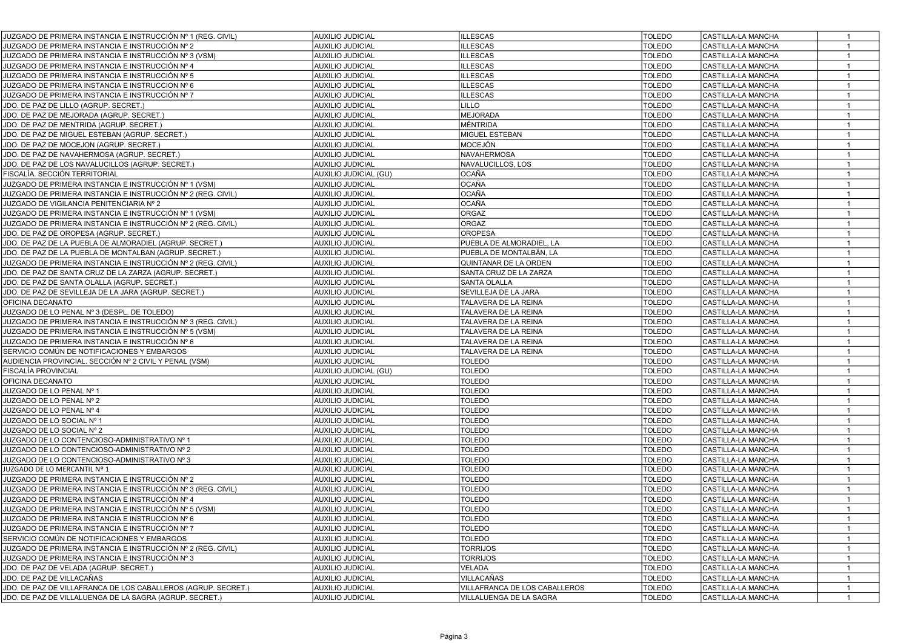| | | | | | |
|---|---|---|---|---|---|
| JUZGADO DE PRIMERA INSTANCIA E INSTRUCCIÓN Nº 1 (REG. CIVIL) | AUXILIO JUDICIAL | ILLESCAS | TOLEDO | CASTILLA-LA MANCHA | 1 |
| JUZGADO DE PRIMERA INSTANCIA E INSTRUCCIÓN Nº 2 | AUXILIO JUDICIAL | ILLESCAS | TOLEDO | CASTILLA-LA MANCHA | 1 |
| JUZGADO DE PRIMERA INSTANCIA E INSTRUCCIÓN Nº 3 (VSM) | AUXILIO JUDICIAL | ILLESCAS | TOLEDO | CASTILLA-LA MANCHA | 1 |
| JUZGADO DE PRIMERA INSTANCIA E INSTRUCCIÓN Nº 4 | AUXILIO JUDICIAL | ILLESCAS | TOLEDO | CASTILLA-LA MANCHA | 1 |
| JUZGADO DE PRIMERA INSTANCIA E INSTRUCCIÓN Nº 5 | AUXILIO JUDICIAL | ILLESCAS | TOLEDO | CASTILLA-LA MANCHA | 1 |
| JUZGADO DE PRIMERA INSTANCIA E INSTRUCCION Nº 6 | AUXILIO JUDICIAL | ILLESCAS | TOLEDO | CASTILLA-LA MANCHA | 1 |
| JUZGADO DE PRIMERA INSTANCIA E INSTRUCCIÓN Nº 7 | AUXILIO JUDICIAL | ILLESCAS | TOLEDO | CASTILLA-LA MANCHA | 1 |
| JDO. DE PAZ DE LILLO (AGRUP. SECRET.) | AUXILIO JUDICIAL | LILLO | TOLEDO | CASTILLA-LA MANCHA | 1 |
| JDO. DE PAZ DE MEJORADA (AGRUP. SECRET.) | AUXILIO JUDICIAL | MEJORADA | TOLEDO | CASTILLA-LA MANCHA | 1 |
| JDO. DE PAZ DE MENTRIDA (AGRUP. SECRET.) | AUXILIO JUDICIAL | MÉNTRIDA | TOLEDO | CASTILLA-LA MANCHA | 1 |
| JDO. DE PAZ DE MIGUEL ESTEBAN (AGRUP. SECRET.) | AUXILIO JUDICIAL | MIGUEL ESTEBAN | TOLEDO | CASTILLA-LA MANCHA | 1 |
| JDO. DE PAZ DE MOCEJON (AGRUP. SECRET.) | AUXILIO JUDICIAL | MOCEJÓN | TOLEDO | CASTILLA-LA MANCHA | 1 |
| JDO. DE PAZ DE NAVAHERMOSA (AGRUP. SECRET.) | AUXILIO JUDICIAL | NAVAHERMOSA | TOLEDO | CASTILLA-LA MANCHA | 1 |
| JDO. DE PAZ DE LOS NAVALUCILLOS (AGRUP. SECRET.) | AUXILIO JUDICIAL | NAVALUCILLOS, LOS | TOLEDO | CASTILLA-LA MANCHA | 1 |
| FISCALÍA. SECCIÓN TERRITORIAL | AUXILIO JUDICIAL (GU) | OCAÑA | TOLEDO | CASTILLA-LA MANCHA | 1 |
| JUZGADO DE PRIMERA INSTANCIA E INSTRUCCIÓN Nº 1 (VSM) | AUXILIO JUDICIAL | OCAÑA | TOLEDO | CASTILLA-LA MANCHA | 1 |
| JUZGADO DE PRIMERA INSTANCIA E INSTRUCCIÓN Nº 2 (REG. CIVIL) | AUXILIO JUDICIAL | OCAÑA | TOLEDO | CASTILLA-LA MANCHA | 1 |
| JUZGADO DE VIGILANCIA PENITENCIARIA Nº 2 | AUXILIO JUDICIAL | OCAÑA | TOLEDO | CASTILLA-LA MANCHA | 1 |
| JUZGADO DE PRIMERA INSTANCIA E INSTRUCCIÓN Nº 1 (VSM) | AUXILIO JUDICIAL | ORGAZ | TOLEDO | CASTILLA-LA MANCHA | 1 |
| JUZGADO DE PRIMERA INSTANCIA E INSTRUCCIÓN Nº 2 (REG. CIVIL) | AUXILIO JUDICIAL | ORGAZ | TOLEDO | CASTILLA-LA MANCHA | 1 |
| JDO. DE PAZ DE OROPESA (AGRUP. SECRET.) | AUXILIO JUDICIAL | OROPESA | TOLEDO | CASTILLA-LA MANCHA | 1 |
| JDO. DE PAZ DE LA PUEBLA DE ALMORADIEL (AGRUP. SECRET.) | AUXILIO JUDICIAL | PUEBLA DE ALMORADIEL, LA | TOLEDO | CASTILLA-LA MANCHA | 1 |
| JDO. DE PAZ DE LA PUEBLA DE MONTALBAN (AGRUP. SECRET.) | AUXILIO JUDICIAL | PUEBLA DE MONTALBÁN, LA | TOLEDO | CASTILLA-LA MANCHA | 1 |
| JUZGADO DE PRIMERA INSTANCIA E INSTRUCCIÓN Nº 2 (REG. CIVIL) | AUXILIO JUDICIAL | QUINTANAR DE LA ORDEN | TOLEDO | CASTILLA-LA MANCHA | 1 |
| JDO. DE PAZ DE SANTA CRUZ DE LA ZARZA (AGRUP. SECRET.) | AUXILIO JUDICIAL | SANTA CRUZ DE LA ZARZA | TOLEDO | CASTILLA-LA MANCHA | 1 |
| JDO. DE PAZ DE SANTA OLALLA (AGRUP. SECRET.) | AUXILIO JUDICIAL | SANTA OLALLA | TOLEDO | CASTILLA-LA MANCHA | 1 |
| JDO. DE PAZ DE SEVILLEJA DE LA JARA (AGRUP. SECRET.) | AUXILIO JUDICIAL | SEVILLEJA DE LA JARA | TOLEDO | CASTILLA-LA MANCHA | 1 |
| OFICINA DECANATO | AUXILIO JUDICIAL | TALAVERA DE LA REINA | TOLEDO | CASTILLA-LA MANCHA | 1 |
| JUZGADO DE LO PENAL Nº 3 (DESPL. DE TOLEDO) | AUXILIO JUDICIAL | TALAVERA DE LA REINA | TOLEDO | CASTILLA-LA MANCHA | 1 |
| JUZGADO DE PRIMERA INSTANCIA E INSTRUCCIÓN Nº 3 (REG. CIVIL) | AUXILIO JUDICIAL | TALAVERA DE LA REINA | TOLEDO | CASTILLA-LA MANCHA | 1 |
| JUZGADO DE PRIMERA INSTANCIA E INSTRUCCIÓN Nº 5 (VSM) | AUXILIO JUDICIAL | TALAVERA DE LA REINA | TOLEDO | CASTILLA-LA MANCHA | 1 |
| JUZGADO DE PRIMERA INSTANCIA E INSTRUCCIÓN Nº 6 | AUXILIO JUDICIAL | TALAVERA DE LA REINA | TOLEDO | CASTILLA-LA MANCHA | 1 |
| SERVICIO COMÚN DE NOTIFICACIONES Y EMBARGOS | AUXILIO JUDICIAL | TALAVERA DE LA REINA | TOLEDO | CASTILLA-LA MANCHA | 1 |
| AUDIENCIA PROVINCIAL. SECCIÓN Nº 2 CIVIL Y PENAL (VSM) | AUXILIO JUDICIAL | TOLEDO | TOLEDO | CASTILLA-LA MANCHA | 1 |
| FISCALÍA PROVINCIAL | AUXILIO JUDICIAL (GU) | TOLEDO | TOLEDO | CASTILLA-LA MANCHA | 1 |
| OFICINA DECANATO | AUXILIO JUDICIAL | TOLEDO | TOLEDO | CASTILLA-LA MANCHA | 1 |
| JUZGADO DE LO PENAL Nº 1 | AUXILIO JUDICIAL | TOLEDO | TOLEDO | CASTILLA-LA MANCHA | 1 |
| JUZGADO DE LO PENAL Nº 2 | AUXILIO JUDICIAL | TOLEDO | TOLEDO | CASTILLA-LA MANCHA | 1 |
| JUZGADO DE LO PENAL Nº 4 | AUXILIO JUDICIAL | TOLEDO | TOLEDO | CASTILLA-LA MANCHA | 1 |
| JUZGADO DE LO SOCIAL Nº 1 | AUXILIO JUDICIAL | TOLEDO | TOLEDO | CASTILLA-LA MANCHA | 1 |
| JUZGADO DE LO SOCIAL Nº 2 | AUXILIO JUDICIAL | TOLEDO | TOLEDO | CASTILLA-LA MANCHA | 1 |
| JUZGADO DE LO CONTENCIOSO-ADMINISTRATIVO Nº 1 | AUXILIO JUDICIAL | TOLEDO | TOLEDO | CASTILLA-LA MANCHA | 1 |
| JUZGADO DE LO CONTENCIOSO-ADMINISTRATIVO Nº 2 | AUXILIO JUDICIAL | TOLEDO | TOLEDO | CASTILLA-LA MANCHA | 1 |
| JUZGADO DE LO CONTENCIOSO-ADMINISTRATIVO Nº 3 | AUXILIO JUDICIAL | TOLEDO | TOLEDO | CASTILLA-LA MANCHA | 1 |
| JUZGADO DE LO MERCANTIL Nº 1 | AUXILIO JUDICIAL | TOLEDO | TOLEDO | CASTILLA-LA MANCHA | 1 |
| JUZGADO DE PRIMERA INSTANCIA E INSTRUCCIÓN Nº 2 | AUXILIO JUDICIAL | TOLEDO | TOLEDO | CASTILLA-LA MANCHA | 1 |
| JUZGADO DE PRIMERA INSTANCIA E INSTRUCCIÓN Nº 3 (REG. CIVIL) | AUXILIO JUDICIAL | TOLEDO | TOLEDO | CASTILLA-LA MANCHA | 1 |
| JUZGADO DE PRIMERA INSTANCIA E INSTRUCCIÓN Nº 4 | AUXILIO JUDICIAL | TOLEDO | TOLEDO | CASTILLA-LA MANCHA | 1 |
| JUZGADO DE PRIMERA INSTANCIA E INSTRUCCIÓN Nº 5 (VSM) | AUXILIO JUDICIAL | TOLEDO | TOLEDO | CASTILLA-LA MANCHA | 1 |
| JUZGADO DE PRIMERA INSTANCIA E INSTRUCCION Nº 6 | AUXILIO JUDICIAL | TOLEDO | TOLEDO | CASTILLA-LA MANCHA | 1 |
| JUZGADO DE PRIMERA INSTANCIA E INSTRUCCIÓN Nº 7 | AUXILIO JUDICIAL | TOLEDO | TOLEDO | CASTILLA-LA MANCHA | 1 |
| SERVICIO COMÚN DE NOTIFICACIONES Y EMBARGOS | AUXILIO JUDICIAL | TOLEDO | TOLEDO | CASTILLA-LA MANCHA | 1 |
| JUZGADO DE PRIMERA INSTANCIA E INSTRUCCIÓN Nº 2 (REG. CIVIL) | AUXILIO JUDICIAL | TORRIJOS | TOLEDO | CASTILLA-LA MANCHA | 1 |
| JUZGADO DE PRIMERA INSTANCIA E INSTRUCCIÓN Nº 3 | AUXILIO JUDICIAL | TORRIJOS | TOLEDO | CASTILLA-LA MANCHA | 1 |
| JDO. DE PAZ DE VELADA (AGRUP. SECRET.) | AUXILIO JUDICIAL | VELADA | TOLEDO | CASTILLA-LA MANCHA | 1 |
| JDO. DE PAZ DE VILLACAÑAS | AUXILIO JUDICIAL | VILLACAÑAS | TOLEDO | CASTILLA-LA MANCHA | 1 |
| JDO. DE PAZ DE VILLAFRANCA DE LOS CABALLEROS (AGRUP. SECRET.) | AUXILIO JUDICIAL | VILLAFRANCA DE LOS CABALLEROS | TOLEDO | CASTILLA-LA MANCHA | 1 |
| JDO. DE PAZ DE VILLALUENGA DE LA SAGRA (AGRUP. SECRET.) | AUXILIO JUDICIAL | VILLALUENGA DE LA SAGRA | TOLEDO | CASTILLA-LA MANCHA | 1 |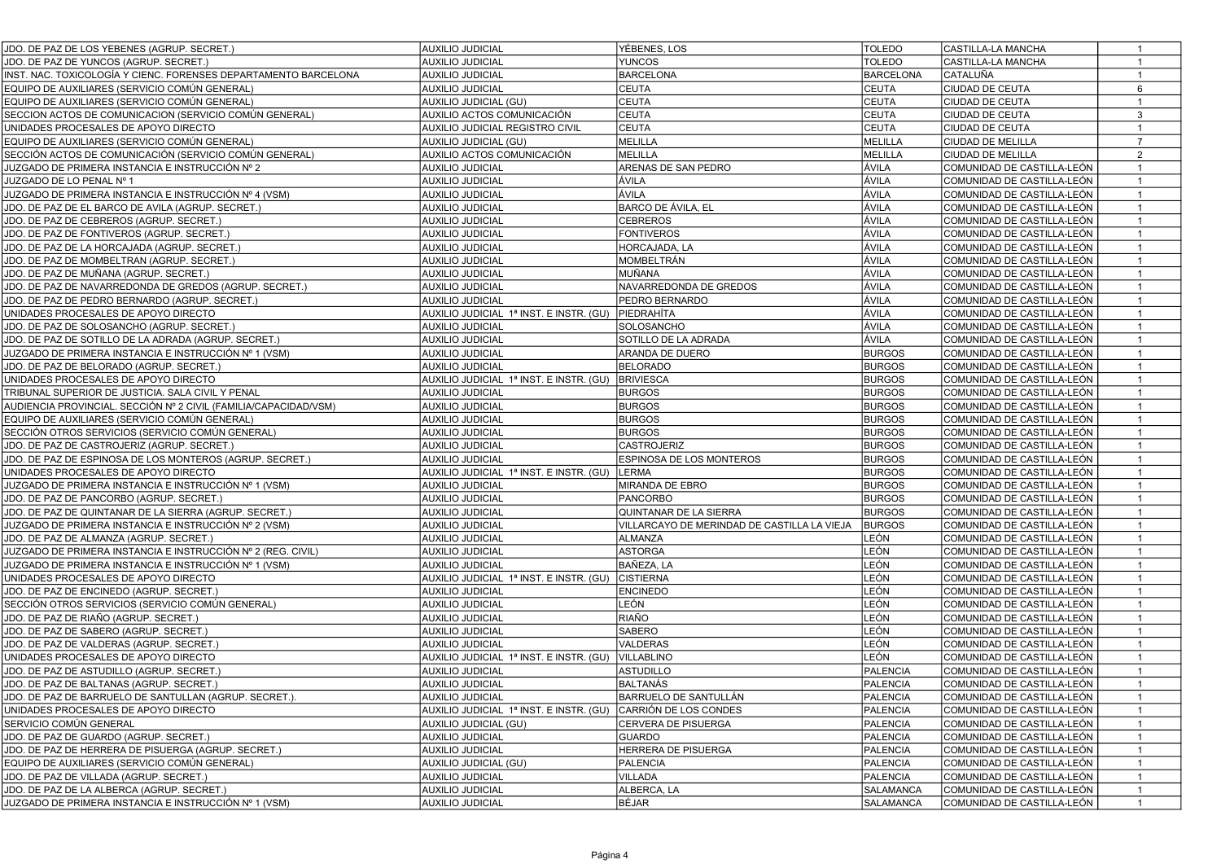| | | | | | |
|---|---|---|---|---|---|
| JDO. DE PAZ DE LOS YEBENES (AGRUP. SECRET.) | AUXILIO JUDICIAL | YÉBENES, LOS | TOLEDO | CASTILLA-LA MANCHA | 1 |
| JDO. DE PAZ DE YUNCOS (AGRUP. SECRET.) | AUXILIO JUDICIAL | YUNCOS | TOLEDO | CASTILLA-LA MANCHA | 1 |
| INST. NAC. TOXICOLOGÍA Y CIENC. FORENSES DEPARTAMENTO BARCELONA | AUXILIO JUDICIAL | BARCELONA | BARCELONA | CATALUÑA | 1 |
| EQUIPO DE AUXILIARES (SERVICIO COMÚN GENERAL) | AUXILIO JUDICIAL | CEUTA | CEUTA | CIUDAD DE CEUTA | 6 |
| EQUIPO DE AUXILIARES (SERVICIO COMÚN GENERAL) | AUXILIO JUDICIAL (GU) | CEUTA | CEUTA | CIUDAD DE CEUTA | 1 |
| SECCION ACTOS DE COMUNICACION (SERVICIO COMÚN GENERAL) | AUXILIO ACTOS COMUNICACIÓN | CEUTA | CEUTA | CIUDAD DE CEUTA | 3 |
| UNIDADES PROCESALES DE APOYO DIRECTO | AUXILIO JUDICIAL REGISTRO CIVIL | CEUTA | CEUTA | CIUDAD DE CEUTA | 1 |
| EQUIPO DE AUXILIARES (SERVICIO COMÚN GENERAL) | AUXILIO JUDICIAL (GU) | MELILLA | MELILLA | CIUDAD DE MELILLA | 7 |
| SECCIÓN ACTOS DE COMUNICACIÓN (SERVICIO COMÚN GENERAL) | AUXILIO ACTOS COMUNICACIÓN | MELILLA | MELILLA | CIUDAD DE MELILLA | 2 |
| JUZGADO DE PRIMERA INSTANCIA E INSTRUCCIÓN Nº 2 | AUXILIO JUDICIAL | ARENAS DE SAN PEDRO | ÁVILA | COMUNIDAD DE CASTILLA-LEÓN | 1 |
| JUZGADO DE LO PENAL Nº 1 | AUXILIO JUDICIAL | ÁVILA | ÁVILA | COMUNIDAD DE CASTILLA-LEÓN | 1 |
| JUZGADO DE PRIMERA INSTANCIA E INSTRUCCIÓN Nº 4 (VSM) | AUXILIO JUDICIAL | ÁVILA | ÁVILA | COMUNIDAD DE CASTILLA-LEÓN | 1 |
| JDO. DE PAZ DE EL BARCO DE AVILA (AGRUP. SECRET.) | AUXILIO JUDICIAL | BARCO DE ÁVILA, EL | ÁVILA | COMUNIDAD DE CASTILLA-LEÓN | 1 |
| JDO. DE PAZ DE CEBREROS (AGRUP. SECRET.) | AUXILIO JUDICIAL | CEBREROS | ÁVILA | COMUNIDAD DE CASTILLA-LEÓN | 1 |
| JDO. DE PAZ DE FONTIVEROS (AGRUP. SECRET.) | AUXILIO JUDICIAL | FONTIVEROS | ÁVILA | COMUNIDAD DE CASTILLA-LEÓN | 1 |
| JDO. DE PAZ DE LA HORCAJADA (AGRUP. SECRET.) | AUXILIO JUDICIAL | HORCAJADA, LA | ÁVILA | COMUNIDAD DE CASTILLA-LEÓN | 1 |
| JDO. DE PAZ DE MOMBELTRAN (AGRUP. SECRET.) | AUXILIO JUDICIAL | MOMBELTRÁN | ÁVILA | COMUNIDAD DE CASTILLA-LEÓN | 1 |
| JDO. DE PAZ DE MUÑANA (AGRUP. SECRET.) | AUXILIO JUDICIAL | MUÑANA | ÁVILA | COMUNIDAD DE CASTILLA-LEÓN | 1 |
| JDO. DE PAZ DE NAVARREDONDA DE GREDOS (AGRUP. SECRET.) | AUXILIO JUDICIAL | NAVARREDONDA DE GREDOS | ÁVILA | COMUNIDAD DE CASTILLA-LEÓN | 1 |
| JDO. DE PAZ DE PEDRO BERNARDO (AGRUP. SECRET.) | AUXILIO JUDICIAL | PEDRO BERNARDO | ÁVILA | COMUNIDAD DE CASTILLA-LEÓN | 1 |
| UNIDADES PROCESALES DE APOYO DIRECTO | AUXILIO JUDICIAL 1ª INST. E INSTR. (GU) | PIEDRAHÍTA | ÁVILA | COMUNIDAD DE CASTILLA-LEÓN | 1 |
| JDO. DE PAZ DE SOLOSANCHO (AGRUP. SECRET.) | AUXILIO JUDICIAL | SOLOSANCHO | ÁVILA | COMUNIDAD DE CASTILLA-LEÓN | 1 |
| JDO. DE PAZ DE SOTILLO DE LA ADRADA (AGRUP. SECRET.) | AUXILIO JUDICIAL | SOTILLO DE LA ADRADA | ÁVILA | COMUNIDAD DE CASTILLA-LEÓN | 1 |
| JUZGADO DE PRIMERA INSTANCIA E INSTRUCCIÓN Nº 1 (VSM) | AUXILIO JUDICIAL | ARANDA DE DUERO | BURGOS | COMUNIDAD DE CASTILLA-LEÓN | 1 |
| JDO. DE PAZ DE BELORADO (AGRUP. SECRET.) | AUXILIO JUDICIAL | BELORADO | BURGOS | COMUNIDAD DE CASTILLA-LEÓN | 1 |
| UNIDADES PROCESALES DE APOYO DIRECTO | AUXILIO JUDICIAL 1ª INST. E INSTR. (GU) | BRIVIESCA | BURGOS | COMUNIDAD DE CASTILLA-LEÓN | 1 |
| TRIBUNAL SUPERIOR DE JUSTICIA. SALA CIVIL Y PENAL | AUXILIO JUDICIAL | BURGOS | BURGOS | COMUNIDAD DE CASTILLA-LEÓN | 1 |
| AUDIENCIA PROVINCIAL. SECCIÓN Nº 2 CIVIL (FAMILIA/CAPACIDAD/VSM) | AUXILIO JUDICIAL | BURGOS | BURGOS | COMUNIDAD DE CASTILLA-LEÓN | 1 |
| EQUIPO DE AUXILIARES (SERVICIO COMÚN GENERAL) | AUXILIO JUDICIAL | BURGOS | BURGOS | COMUNIDAD DE CASTILLA-LEÓN | 1 |
| SECCIÓN OTROS SERVICIOS (SERVICIO COMÚN GENERAL) | AUXILIO JUDICIAL | BURGOS | BURGOS | COMUNIDAD DE CASTILLA-LEÓN | 1 |
| JDO. DE PAZ DE CASTROJERIZ (AGRUP. SECRET.) | AUXILIO JUDICIAL | CASTROJERIZ | BURGOS | COMUNIDAD DE CASTILLA-LEÓN | 1 |
| JDO. DE PAZ DE ESPINOSA DE LOS MONTEROS (AGRUP. SECRET.) | AUXILIO JUDICIAL | ESPINOSA DE LOS MONTEROS | BURGOS | COMUNIDAD DE CASTILLA-LEÓN | 1 |
| UNIDADES PROCESALES DE APOYO DIRECTO | AUXILIO JUDICIAL 1ª INST. E INSTR. (GU) | LERMA | BURGOS | COMUNIDAD DE CASTILLA-LEÓN | 1 |
| JUZGADO DE PRIMERA INSTANCIA E INSTRUCCIÓN Nº 1 (VSM) | AUXILIO JUDICIAL | MIRANDA DE EBRO | BURGOS | COMUNIDAD DE CASTILLA-LEÓN | 1 |
| JDO. DE PAZ DE PANCORBO (AGRUP. SECRET.) | AUXILIO JUDICIAL | PANCORBO | BURGOS | COMUNIDAD DE CASTILLA-LEÓN | 1 |
| JDO. DE PAZ DE QUINTANAR DE LA SIERRA (AGRUP. SECRET.) | AUXILIO JUDICIAL | QUINTANAR DE LA SIERRA | BURGOS | COMUNIDAD DE CASTILLA-LEÓN | 1 |
| JUZGADO DE PRIMERA INSTANCIA E INSTRUCCIÓN Nº 2 (VSM) | AUXILIO JUDICIAL | VILLARCAYO DE MERINDAD DE CASTILLA LA VIEJA | BURGOS | COMUNIDAD DE CASTILLA-LEÓN | 1 |
| JDO. DE PAZ DE ALMANZA (AGRUP. SECRET.) | AUXILIO JUDICIAL | ALMANZA | LEÓN | COMUNIDAD DE CASTILLA-LEÓN | 1 |
| JUZGADO DE PRIMERA INSTANCIA E INSTRUCCIÓN Nº 2 (REG. CIVIL) | AUXILIO JUDICIAL | ASTORGA | LEÓN | COMUNIDAD DE CASTILLA-LEÓN | 1 |
| JUZGADO DE PRIMERA INSTANCIA E INSTRUCCIÓN Nº 1 (VSM) | AUXILIO JUDICIAL | BAÑEZA, LA | LEÓN | COMUNIDAD DE CASTILLA-LEÓN | 1 |
| UNIDADES PROCESALES DE APOYO DIRECTO | AUXILIO JUDICIAL 1ª INST. E INSTR. (GU) | CISTIERNA | LEÓN | COMUNIDAD DE CASTILLA-LEÓN | 1 |
| JDO. DE PAZ DE ENCINEDO (AGRUP. SECRET.) | AUXILIO JUDICIAL | ENCINEDO | LEÓN | COMUNIDAD DE CASTILLA-LEÓN | 1 |
| SECCIÓN OTROS SERVICIOS (SERVICIO COMÚN GENERAL) | AUXILIO JUDICIAL | LEÓN | LEÓN | COMUNIDAD DE CASTILLA-LEÓN | 1 |
| JDO. DE PAZ DE RIAÑO (AGRUP. SECRET.) | AUXILIO JUDICIAL | RIAÑO | LEÓN | COMUNIDAD DE CASTILLA-LEÓN | 1 |
| JDO. DE PAZ DE SABERO (AGRUP. SECRET.) | AUXILIO JUDICIAL | SABERO | LEÓN | COMUNIDAD DE CASTILLA-LEÓN | 1 |
| JDO. DE PAZ DE VALDERAS (AGRUP. SECRET.) | AUXILIO JUDICIAL | VALDERAS | LEÓN | COMUNIDAD DE CASTILLA-LEÓN | 1 |
| UNIDADES PROCESALES DE APOYO DIRECTO | AUXILIO JUDICIAL 1ª INST. E INSTR. (GU) | VILLABLINO | LEÓN | COMUNIDAD DE CASTILLA-LEÓN | 1 |
| JDO. DE PAZ DE ASTUDILLO (AGRUP. SECRET.) | AUXILIO JUDICIAL | ASTUDILLO | PALENCIA | COMUNIDAD DE CASTILLA-LEÓN | 1 |
| JDO. DE PAZ DE BALTANAS (AGRUP. SECRET.) | AUXILIO JUDICIAL | BALTANÁS | PALENCIA | COMUNIDAD DE CASTILLA-LEÓN | 1 |
| JDO. DE PAZ DE BARRUELO DE SANTULLAN (AGRUP. SECRET.). | AUXILIO JUDICIAL | BARRUELO DE SANTULLÁN | PALENCIA | COMUNIDAD DE CASTILLA-LEÓN | 1 |
| UNIDADES PROCESALES DE APOYO DIRECTO | AUXILIO JUDICIAL 1ª INST. E INSTR. (GU) | CARRIÓN DE LOS CONDES | PALENCIA | COMUNIDAD DE CASTILLA-LEÓN | 1 |
| SERVICIO COMÚN GENERAL | AUXILIO JUDICIAL (GU) | CERVERA DE PISUERGA | PALENCIA | COMUNIDAD DE CASTILLA-LEÓN | 1 |
| JDO. DE PAZ DE GUARDO (AGRUP. SECRET.) | AUXILIO JUDICIAL | GUARDO | PALENCIA | COMUNIDAD DE CASTILLA-LEÓN | 1 |
| JDO. DE PAZ DE HERRERA DE PISUERGA (AGRUP. SECRET.) | AUXILIO JUDICIAL | HERRERA DE PISUERGA | PALENCIA | COMUNIDAD DE CASTILLA-LEÓN | 1 |
| EQUIPO DE AUXILIARES (SERVICIO COMÚN GENERAL) | AUXILIO JUDICIAL (GU) | PALENCIA | PALENCIA | COMUNIDAD DE CASTILLA-LEÓN | 1 |
| JDO. DE PAZ DE VILLADA (AGRUP. SECRET.) | AUXILIO JUDICIAL | VILLADA | PALENCIA | COMUNIDAD DE CASTILLA-LEÓN | 1 |
| JDO. DE PAZ DE LA ALBERCA (AGRUP. SECRET.) | AUXILIO JUDICIAL | ALBERCA, LA | SALAMANCA | COMUNIDAD DE CASTILLA-LEÓN | 1 |
| JUZGADO DE PRIMERA INSTANCIA E INSTRUCCIÓN Nº 1 (VSM) | AUXILIO JUDICIAL | BÉJAR | SALAMANCA | COMUNIDAD DE CASTILLA-LEÓN | 1 |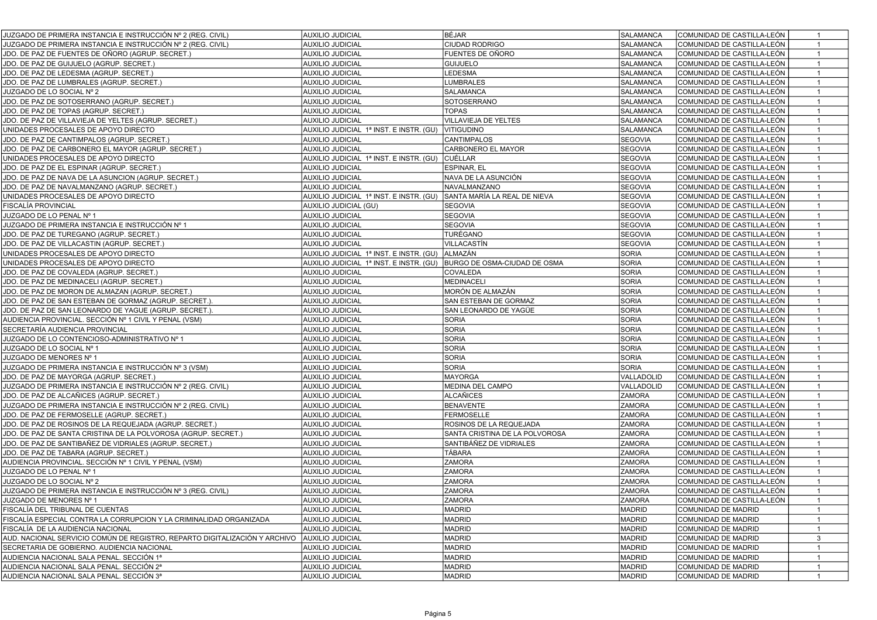| | | | | | |
|---|---|---|---|---|---|
| JUZGADO DE PRIMERA INSTANCIA E INSTRUCCIÓN Nº 2 (REG. CIVIL) | AUXILIO JUDICIAL | BÉJAR | SALAMANCA | COMUNIDAD DE CASTILLA-LEÓN | 1 |
| JUZGADO DE PRIMERA INSTANCIA E INSTRUCCIÓN Nº 2 (REG. CIVIL) | AUXILIO JUDICIAL | CIUDAD RODRIGO | SALAMANCA | COMUNIDAD DE CASTILLA-LEÓN | 1 |
| JDO. DE PAZ DE FUENTES DE OÑORO (AGRUP. SECRET.) | AUXILIO JUDICIAL | FUENTES DE OÑORO | SALAMANCA | COMUNIDAD DE CASTILLA-LEÓN | 1 |
| JDO. DE PAZ DE GUIJUELO (AGRUP. SECRET.) | AUXILIO JUDICIAL | GUIJUELO | SALAMANCA | COMUNIDAD DE CASTILLA-LEÓN | 1 |
| JDO. DE PAZ DE LEDESMA (AGRUP. SECRET.) | AUXILIO JUDICIAL | LEDESMA | SALAMANCA | COMUNIDAD DE CASTILLA-LEÓN | 1 |
| JDO. DE PAZ DE LUMBRALES (AGRUP. SECRET.) | AUXILIO JUDICIAL | LUMBRALES | SALAMANCA | COMUNIDAD DE CASTILLA-LEÓN | 1 |
| JUZGADO DE LO SOCIAL Nº 2 | AUXILIO JUDICIAL | SALAMANCA | SALAMANCA | COMUNIDAD DE CASTILLA-LEÓN | 1 |
| JDO. DE PAZ DE SOTOSERRANO (AGRUP. SECRET.) | AUXILIO JUDICIAL | SOTOSERRANO | SALAMANCA | COMUNIDAD DE CASTILLA-LEÓN | 1 |
| JDO. DE PAZ DE TOPAS (AGRUP. SECRET.) | AUXILIO JUDICIAL | TOPAS | SALAMANCA | COMUNIDAD DE CASTILLA-LEÓN | 1 |
| JDO. DE PAZ DE VILLAVIEJA DE YELTES (AGRUP. SECRET.) | AUXILIO JUDICIAL | VILLAVIEJA DE YELTES | SALAMANCA | COMUNIDAD DE CASTILLA-LEÓN | 1 |
| UNIDADES PROCESALES DE APOYO DIRECTO | AUXILIO JUDICIAL 1ª INST. E INSTR. (GU) | VITIGUDINO | SALAMANCA | COMUNIDAD DE CASTILLA-LEÓN | 1 |
| JDO. DE PAZ DE CANTIMPALOS (AGRUP. SECRET.) | AUXILIO JUDICIAL | CANTIMPALOS | SEGOVIA | COMUNIDAD DE CASTILLA-LEÓN | 1 |
| JDO. DE PAZ DE CARBONERO EL MAYOR (AGRUP. SECRET.) | AUXILIO JUDICIAL | CARBONERO EL MAYOR | SEGOVIA | COMUNIDAD DE CASTILLA-LEÓN | 1 |
| UNIDADES PROCESALES DE APOYO DIRECTO | AUXILIO JUDICIAL 1ª INST. E INSTR. (GU) | CUÉLLAR | SEGOVIA | COMUNIDAD DE CASTILLA-LEÓN | 1 |
| JDO. DE PAZ DE EL ESPINAR (AGRUP. SECRET.) | AUXILIO JUDICIAL | ESPINAR, EL | SEGOVIA | COMUNIDAD DE CASTILLA-LEÓN | 1 |
| JDO. DE PAZ DE NAVA DE LA ASUNCION (AGRUP. SECRET.) | AUXILIO JUDICIAL | NAVA DE LA ASUNCIÓN | SEGOVIA | COMUNIDAD DE CASTILLA-LEÓN | 1 |
| JDO. DE PAZ DE NAVALMANZANO (AGRUP. SECRET.) | AUXILIO JUDICIAL | NAVALMANZANO | SEGOVIA | COMUNIDAD DE CASTILLA-LEÓN | 1 |
| UNIDADES PROCESALES DE APOYO DIRECTO | AUXILIO JUDICIAL 1ª INST. E INSTR. (GU) | SANTA MARÍA LA REAL DE NIEVA | SEGOVIA | COMUNIDAD DE CASTILLA-LEÓN | 1 |
| FISCALÍA PROVINCIAL | AUXILIO JUDICIAL (GU) | SEGOVIA | SEGOVIA | COMUNIDAD DE CASTILLA-LEÓN | 1 |
| JUZGADO DE LO PENAL Nº 1 | AUXILIO JUDICIAL | SEGOVIA | SEGOVIA | COMUNIDAD DE CASTILLA-LEÓN | 1 |
| JUZGADO DE PRIMERA INSTANCIA E INSTRUCCIÓN Nº 1 | AUXILIO JUDICIAL | SEGOVIA | SEGOVIA | COMUNIDAD DE CASTILLA-LEÓN | 1 |
| JDO. DE PAZ DE TUREGANO (AGRUP. SECRET.) | AUXILIO JUDICIAL | TURÉGANO | SEGOVIA | COMUNIDAD DE CASTILLA-LEÓN | 1 |
| JDO. DE PAZ DE VILLACASTIN (AGRUP. SECRET.) | AUXILIO JUDICIAL | VILLACASTÍN | SEGOVIA | COMUNIDAD DE CASTILLA-LEÓN | 1 |
| UNIDADES PROCESALES DE APOYO DIRECTO | AUXILIO JUDICIAL 1ª INST. E INSTR. (GU) | ALMAZÁN | SORIA | COMUNIDAD DE CASTILLA-LEÓN | 1 |
| UNIDADES PROCESALES DE APOYO DIRECTO | AUXILIO JUDICIAL 1ª INST. E INSTR. (GU) | BURGO DE OSMA-CIUDAD DE OSMA | SORIA | COMUNIDAD DE CASTILLA-LEÓN | 1 |
| JDO. DE PAZ DE COVALEDA (AGRUP. SECRET.) | AUXILIO JUDICIAL | COVALEDA | SORIA | COMUNIDAD DE CASTILLA-LEÓN | 1 |
| JDO. DE PAZ DE MEDINACELI (AGRUP. SECRET.) | AUXILIO JUDICIAL | MEDINACELI | SORIA | COMUNIDAD DE CASTILLA-LEÓN | 1 |
| JDO. DE PAZ DE MORON DE ALMAZAN (AGRUP. SECRET.) | AUXILIO JUDICIAL | MORÓN DE ALMAZÁN | SORIA | COMUNIDAD DE CASTILLA-LEÓN | 1 |
| JDO. DE PAZ DE SAN ESTEBAN DE GORMAZ (AGRUP. SECRET.). | AUXILIO JUDICIAL | SAN ESTEBAN DE GORMAZ | SORIA | COMUNIDAD DE CASTILLA-LEÓN | 1 |
| JDO. DE PAZ DE SAN LEONARDO DE YAGUE (AGRUP. SECRET.). | AUXILIO JUDICIAL | SAN LEONARDO DE YAGÜE | SORIA | COMUNIDAD DE CASTILLA-LEÓN | 1 |
| AUDIENCIA PROVINCIAL. SECCIÓN Nº 1 CIVIL Y PENAL (VSM) | AUXILIO JUDICIAL | SORIA | SORIA | COMUNIDAD DE CASTILLA-LEÓN | 1 |
| SECRETARÍA AUDIENCIA PROVINCIAL | AUXILIO JUDICIAL | SORIA | SORIA | COMUNIDAD DE CASTILLA-LEÓN | 1 |
| JUZGADO DE LO CONTENCIOSO-ADMINISTRATIVO Nº 1 | AUXILIO JUDICIAL | SORIA | SORIA | COMUNIDAD DE CASTILLA-LEÓN | 1 |
| JUZGADO DE LO SOCIAL Nº 1 | AUXILIO JUDICIAL | SORIA | SORIA | COMUNIDAD DE CASTILLA-LEÓN | 1 |
| JUZGADO DE MENORES Nº 1 | AUXILIO JUDICIAL | SORIA | SORIA | COMUNIDAD DE CASTILLA-LEÓN | 1 |
| JUZGADO DE PRIMERA INSTANCIA E INSTRUCCIÓN Nº 3 (VSM) | AUXILIO JUDICIAL | SORIA | SORIA | COMUNIDAD DE CASTILLA-LEÓN | 1 |
| JDO. DE PAZ DE MAYORGA (AGRUP. SECRET.) | AUXILIO JUDICIAL | MAYORGA | VALLADOLID | COMUNIDAD DE CASTILLA-LEÓN | 1 |
| JUZGADO DE PRIMERA INSTANCIA E INSTRUCCIÓN Nº 2 (REG. CIVIL) | AUXILIO JUDICIAL | MEDINA DEL CAMPO | VALLADOLID | COMUNIDAD DE CASTILLA-LEÓN | 1 |
| JDO. DE PAZ DE ALCAÑICES (AGRUP. SECRET.) | AUXILIO JUDICIAL | ALCAÑICES | ZAMORA | COMUNIDAD DE CASTILLA-LEÓN | 1 |
| JUZGADO DE PRIMERA INSTANCIA E INSTRUCCIÓN Nº 2 (REG. CIVIL) | AUXILIO JUDICIAL | BENAVENTE | ZAMORA | COMUNIDAD DE CASTILLA-LEÓN | 1 |
| JDO. DE PAZ DE FERMOSELLE (AGRUP. SECRET.) | AUXILIO JUDICIAL | FERMOSELLE | ZAMORA | COMUNIDAD DE CASTILLA-LEÓN | 1 |
| JDO. DE PAZ DE ROSINOS DE LA REQUEJADA (AGRUP. SECRET.) | AUXILIO JUDICIAL | ROSINOS DE LA REQUEJADA | ZAMORA | COMUNIDAD DE CASTILLA-LEÓN | 1 |
| JDO. DE PAZ DE SANTA CRISTINA DE LA POLVOROSA (AGRUP. SECRET.) | AUXILIO JUDICIAL | SANTA CRISTINA DE LA POLVOROSA | ZAMORA | COMUNIDAD DE CASTILLA-LEÓN | 1 |
| JDO. DE PAZ DE SANTIBAÑEZ DE VIDRIALES (AGRUP. SECRET.) | AUXILIO JUDICIAL | SANTIBÁÑEZ DE VIDRIALES | ZAMORA | COMUNIDAD DE CASTILLA-LEÓN | 1 |
| JDO. DE PAZ DE TABARA (AGRUP. SECRET.) | AUXILIO JUDICIAL | TÁBARA | ZAMORA | COMUNIDAD DE CASTILLA-LEÓN | 1 |
| AUDIENCIA PROVINCIAL. SECCIÓN Nº 1 CIVIL Y PENAL (VSM) | AUXILIO JUDICIAL | ZAMORA | ZAMORA | COMUNIDAD DE CASTILLA-LEÓN | 1 |
| JUZGADO DE LO PENAL Nº 1 | AUXILIO JUDICIAL | ZAMORA | ZAMORA | COMUNIDAD DE CASTILLA-LEÓN | 1 |
| JUZGADO DE LO SOCIAL Nº 2 | AUXILIO JUDICIAL | ZAMORA | ZAMORA | COMUNIDAD DE CASTILLA-LEÓN | 1 |
| JUZGADO DE PRIMERA INSTANCIA E INSTRUCCIÓN Nº 3 (REG. CIVIL) | AUXILIO JUDICIAL | ZAMORA | ZAMORA | COMUNIDAD DE CASTILLA-LEÓN | 1 |
| JUZGADO DE MENORES Nº 1 | AUXILIO JUDICIAL | ZAMORA | ZAMORA | COMUNIDAD DE CASTILLA-LEÓN | 1 |
| FISCALÍA DEL TRIBUNAL DE CUENTAS | AUXILIO JUDICIAL | MADRID | MADRID | COMUNIDAD DE MADRID | 1 |
| FISCALÍA ESPECIAL CONTRA LA CORRUPCION Y LA CRIMINALIDAD ORGANIZADA | AUXILIO JUDICIAL | MADRID | MADRID | COMUNIDAD DE MADRID | 1 |
| FISCALÍA DE LA AUDIENCIA NACIONAL | AUXILIO JUDICIAL | MADRID | MADRID | COMUNIDAD DE MADRID | 1 |
| AUD. NACIONAL SERVICIO COMÚN DE REGISTRO, REPARTO DIGITALIZACIÓN Y ARCHIVO | AUXILIO JUDICIAL | MADRID | MADRID | COMUNIDAD DE MADRID | 3 |
| SECRETARIA DE GOBIERNO. AUDIENCIA NACIONAL | AUXILIO JUDICIAL | MADRID | MADRID | COMUNIDAD DE MADRID | 1 |
| AUDIENCIA NACIONAL SALA PENAL. SECCIÓN 1ª | AUXILIO JUDICIAL | MADRID | MADRID | COMUNIDAD DE MADRID | 1 |
| AUDIENCIA NACIONAL SALA PENAL. SECCIÓN 2ª | AUXILIO JUDICIAL | MADRID | MADRID | COMUNIDAD DE MADRID | 1 |
| AUDIENCIA NACIONAL SALA PENAL. SECCIÓN 3ª | AUXILIO JUDICIAL | MADRID | MADRID | COMUNIDAD DE MADRID | 1 |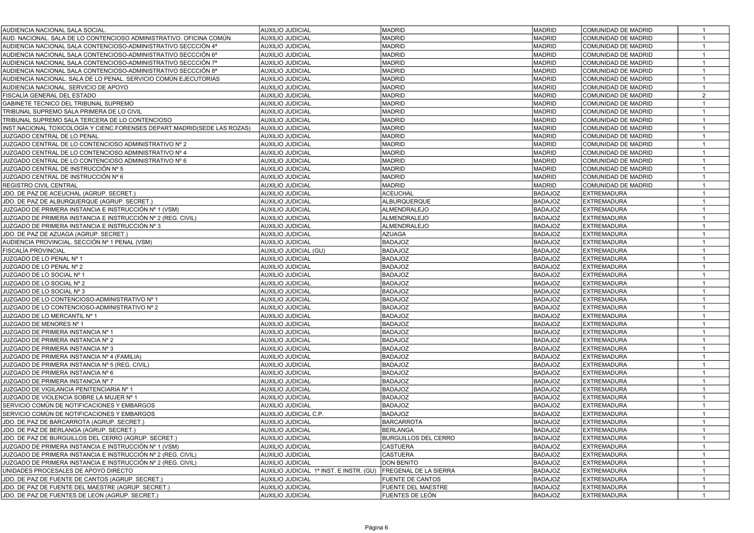| | | | | | |
|---|---|---|---|---|---|
| AUDIENCIA NACIONAL SALA SOCIAL. | AUXILIO JUDICIAL | MADRID | MADRID | COMUNIDAD DE MADRID | 1 |
| AUD. NACIONAL. SALA DE LO CONTENCIOSO ADMINISTRATIVO. OFICINA COMÚN | AUXILIO JUDICIAL | MADRID | MADRID | COMUNIDAD DE MADRID | 1 |
| AUDIENCIA NACIONAL SALA CONTENCIOSO-ADMINISTRATIVO SECCCIÓN 4ª | AUXILIO JUDICIAL | MADRID | MADRID | COMUNIDAD DE MADRID | 1 |
| AUDIENCIA NACIONAL SALA CONTENCIOSO-ADMINISTRATIVO SECCCIÓN 6ª | AUXILIO JUDICIAL | MADRID | MADRID | COMUNIDAD DE MADRID | 1 |
| AUDIENCIA NACIONAL SALA CONTENCIOSO-ADMINISTRATIVO SECCCIÓN 7ª | AUXILIO JUDICIAL | MADRID | MADRID | COMUNIDAD DE MADRID | 1 |
| AUDIENCIA NACIONAL SALA CONTENCIOSO-ADMINISTRATIVO SECCCIÓN 8ª | AUXILIO JUDICIAL | MADRID | MADRID | COMUNIDAD DE MADRID | 1 |
| AUDIENCIA NACIONAL. SALA DE LO PENAL. SERVICIO COMÚN EJECUTORIAS | AUXILIO JUDICIAL | MADRID | MADRID | COMUNIDAD DE MADRID | 1 |
| AUDIENCIA NACIONAL. SERVICIO DE APOYO | AUXILIO JUDICIAL | MADRID | MADRID | COMUNIDAD DE MADRID | 1 |
| FISCALÍA GENERAL DEL ESTADO | AUXILIO JUDICIAL | MADRID | MADRID | COMUNIDAD DE MADRID | 2 |
| GABINETE TECNICO DEL TRIBUNAL SUPREMO | AUXILIO JUDICIAL | MADRID | MADRID | COMUNIDAD DE MADRID | 1 |
| TRIBUNAL SUPREMO SALA PRIMERA DE LO CIVIL | AUXILIO JUDICIAL | MADRID | MADRID | COMUNIDAD DE MADRID | 1 |
| TRIBUNAL SUPREMO SALA TERCERA DE LO CONTENCIOSO | AUXILIO JUDICIAL | MADRID | MADRID | COMUNIDAD DE MADRID | 1 |
| INST.NACIONAL TOXICOLOGÍA Y CIENC.FORENSES DEPART.MADRID(SEDE LAS ROZAS) | AUXILIO JUDICIAL | MADRID | MADRID | COMUNIDAD DE MADRID | 1 |
| JUZGADO CENTRAL DE LO PENAL | AUXILIO JUDICIAL | MADRID | MADRID | COMUNIDAD DE MADRID | 1 |
| JUZGADO CENTRAL DE LO CONTENCIOSO ADMINISTRATIVO Nº 2 | AUXILIO JUDICIAL | MADRID | MADRID | COMUNIDAD DE MADRID | 1 |
| JUZGADO CENTRAL DE LO CONTENCIOSO ADMINISTRATIVO Nº 4 | AUXILIO JUDICIAL | MADRID | MADRID | COMUNIDAD DE MADRID | 1 |
| JUZGADO CENTRAL DE LO CONTENCIOSO ADMINISTRATIVO Nº 6 | AUXILIO JUDICIAL | MADRID | MADRID | COMUNIDAD DE MADRID | 1 |
| JUZGADO CENTRAL DE INSTRUCCIÓN Nº 5 | AUXILIO JUDICIAL | MADRID | MADRID | COMUNIDAD DE MADRID | 1 |
| JUZGADO CENTRAL DE INSTRUCCIÓN Nº 6 | AUXILIO JUDICIAL | MADRID | MADRID | COMUNIDAD DE MADRID | 1 |
| REGISTRO CIVIL CENTRAL | AUXILIO JUDICIAL | MADRID | MADRID | COMUNIDAD DE MADRID | 1 |
| JDO. DE PAZ DE ACEUCHAL (AGRUP. SECRET.) | AUXILIO JUDICIAL | ACEUCHAL | BADAJOZ | EXTREMADURA | 1 |
| JDO. DE PAZ DE ALBURQUERQUE (AGRUP. SECRET.) | AUXILIO JUDICIAL | ALBURQUERQUE | BADAJOZ | EXTREMADURA | 1 |
| JUZGADO DE PRIMERA INSTANCIA E INSTRUCCIÓN Nº 1 (VSM) | AUXILIO JUDICIAL | ALMENDRALEJO | BADAJOZ | EXTREMADURA | 1 |
| JUZGADO DE PRIMERA INSTANCIA E INSTRUCCIÓN Nº 2 (REG. CIVIL) | AUXILIO JUDICIAL | ALMENDRALEJO | BADAJOZ | EXTREMADURA | 1 |
| JUZGADO DE PRIMERA INSTANCIA E INSTRUCCIÓN Nº 3 | AUXILIO JUDICIAL | ALMENDRALEJO | BADAJOZ | EXTREMADURA | 1 |
| JDO. DE PAZ DE AZUAGA (AGRUP. SECRET.) | AUXILIO JUDICIAL | AZUAGA | BADAJOZ | EXTREMADURA | 1 |
| AUDIENCIA PROVINCIAL. SECCIÓN Nº 1 PENAL (VSM) | AUXILIO JUDICIAL | BADAJOZ | BADAJOZ | EXTREMADURA | 1 |
| FISCALÍA PROVINCIAL | AUXILIO JUDICIAL (GU) | BADAJOZ | BADAJOZ | EXTREMADURA | 1 |
| JUZGADO DE LO PENAL Nº 1 | AUXILIO JUDICIAL | BADAJOZ | BADAJOZ | EXTREMADURA | 1 |
| JUZGADO DE LO PENAL Nº 2 | AUXILIO JUDICIAL | BADAJOZ | BADAJOZ | EXTREMADURA | 1 |
| JUZGADO DE LO SOCIAL Nº 1 | AUXILIO JUDICIAL | BADAJOZ | BADAJOZ | EXTREMADURA | 1 |
| JUZGADO DE LO SOCIAL Nº 2 | AUXILIO JUDICIAL | BADAJOZ | BADAJOZ | EXTREMADURA | 1 |
| JUZGADO DE LO SOCIAL Nº 3 | AUXILIO JUDICIAL | BADAJOZ | BADAJOZ | EXTREMADURA | 1 |
| JUZGADO DE LO CONTENCIOSO-ADMINISTRATIVO Nº 1 | AUXILIO JUDICIAL | BADAJOZ | BADAJOZ | EXTREMADURA | 1 |
| JUZGADO DE LO CONTENCIOSO-ADMINISTRATIVO Nº 2 | AUXILIO JUDICIAL | BADAJOZ | BADAJOZ | EXTREMADURA | 1 |
| JUZGADO DE LO MERCANTIL Nº 1 | AUXILIO JUDICIAL | BADAJOZ | BADAJOZ | EXTREMADURA | 1 |
| JUZGADO DE MENORES Nº 1 | AUXILIO JUDICIAL | BADAJOZ | BADAJOZ | EXTREMADURA | 1 |
| JUZGADO DE PRIMERA INSTANCIA Nº 1 | AUXILIO JUDICIAL | BADAJOZ | BADAJOZ | EXTREMADURA | 1 |
| JUZGADO DE PRIMERA INSTANCIA Nº 2 | AUXILIO JUDICIAL | BADAJOZ | BADAJOZ | EXTREMADURA | 1 |
| JUZGADO DE PRIMERA INSTANCIA Nº 3 | AUXILIO JUDICIAL | BADAJOZ | BADAJOZ | EXTREMADURA | 1 |
| JUZGADO DE PRIMERA INSTANCIA Nº 4 (FAMILIA) | AUXILIO JUDICIAL | BADAJOZ | BADAJOZ | EXTREMADURA | 1 |
| JUZGADO DE PRIMERA INSTANCIA Nº 5 (REG. CIVIL) | AUXILIO JUDICIAL | BADAJOZ | BADAJOZ | EXTREMADURA | 1 |
| JUZGADO DE PRIMERA INSTANCIA Nº 6 | AUXILIO JUDICIAL | BADAJOZ | BADAJOZ | EXTREMADURA | 1 |
| JUZGADO DE PRIMERA INSTANCIA Nº 7 | AUXILIO JUDICIAL | BADAJOZ | BADAJOZ | EXTREMADURA | 1 |
| JUZGADO DE VIGILANCIA PENITENCIARIA Nº 1 | AUXILIO JUDICIAL | BADAJOZ | BADAJOZ | EXTREMADURA | 1 |
| JUZGADO DE VIOLENCIA SOBRE LA MUJER Nº 1 | AUXILIO JUDICIAL | BADAJOZ | BADAJOZ | EXTREMADURA | 1 |
| SERVICIO COMÚN DE NOTIFICACIONES Y EMBARGOS | AUXILIO JUDICIAL | BADAJOZ | BADAJOZ | EXTREMADURA | 1 |
| SERVICIO COMÚN DE NOTIFICACIONES Y EMBARGOS | AUXILIO JUDICIAL C.P. | BADAJOZ | BADAJOZ | EXTREMADURA | 1 |
| JDO. DE PAZ DE BARCARROTA (AGRUP. SECRET.) | AUXILIO JUDICIAL | BARCARROTA | BADAJOZ | EXTREMADURA | 1 |
| JDO. DE PAZ DE BERLANGA (AGRUP. SECRET.) | AUXILIO JUDICIAL | BERLANGA | BADAJOZ | EXTREMADURA | 1 |
| JDO. DE PAZ DE BURGUILLOS DEL CERRO (AGRUP. SECRET.) | AUXILIO JUDICIAL | BURGUILLOS DEL CERRO | BADAJOZ | EXTREMADURA | 1 |
| JUZGADO DE PRIMERA INSTANCIA E INSTRUCCIÓN Nº 1 (VSM) | AUXILIO JUDICIAL | CASTUERA | BADAJOZ | EXTREMADURA | 1 |
| JUZGADO DE PRIMERA INSTANCIA E INSTRUCCIÓN Nº 2 (REG. CIVIL) | AUXILIO JUDICIAL | CASTUERA | BADAJOZ | EXTREMADURA | 1 |
| JUZGADO DE PRIMERA INSTANCIA E INSTRUCCIÓN Nº 2 (REG. CIVIL) | AUXILIO JUDICIAL | DON BENITO | BADAJOZ | EXTREMADURA | 1 |
| UNIDADES PROCESALES DE APOYO DIRECTO | AUXILIO JUDICIAL 1ª INST. E INSTR. (GU) | FREGENAL DE LA SIERRA | BADAJOZ | EXTREMADURA | 1 |
| JDO. DE PAZ DE FUENTE DE CANTOS (AGRUP. SECRET.) | AUXILIO JUDICIAL | FUENTE DE CANTOS | BADAJOZ | EXTREMADURA | 1 |
| JDO. DE PAZ DE FUENTE DEL MAESTRE (AGRUP. SECRET.) | AUXILIO JUDICIAL | FUENTE DEL MAESTRE | BADAJOZ | EXTREMADURA | 1 |
| JDO. DE PAZ DE FUENTES DE LEON (AGRUP. SECRET.) | AUXILIO JUDICIAL | FUENTES DE LEÓN | BADAJOZ | EXTREMADURA | 1 |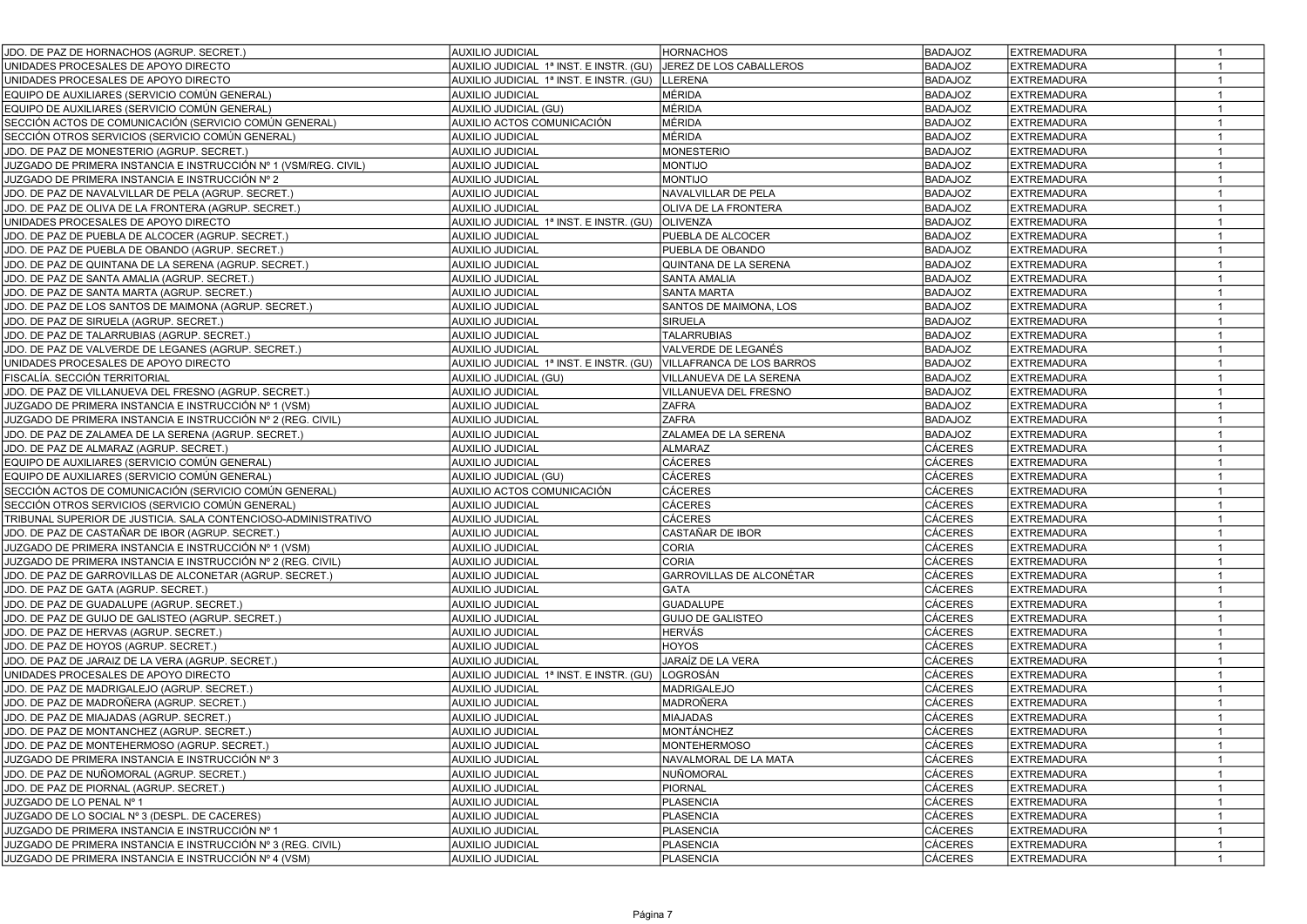| | | | | | |
|---|---|---|---|---|---|
| JDO. DE PAZ DE HORNACHOS (AGRUP. SECRET.) | AUXILIO JUDICIAL | HORNACHOS | BADAJOZ | EXTREMADURA | 1 |
| UNIDADES PROCESALES DE APOYO DIRECTO | AUXILIO JUDICIAL 1ª INST. E INSTR. (GU) | JEREZ DE LOS CABALLEROS | BADAJOZ | EXTREMADURA | 1 |
| UNIDADES PROCESALES DE APOYO DIRECTO | AUXILIO JUDICIAL 1ª INST. E INSTR. (GU) | LLERENA | BADAJOZ | EXTREMADURA | 1 |
| EQUIPO DE AUXILIARES (SERVICIO COMÚN GENERAL) | AUXILIO JUDICIAL | MÉRIDA | BADAJOZ | EXTREMADURA | 1 |
| EQUIPO DE AUXILIARES (SERVICIO COMÚN GENERAL) | AUXILIO JUDICIAL (GU) | MÉRIDA | BADAJOZ | EXTREMADURA | 1 |
| SECCIÓN ACTOS DE COMUNICACIÓN (SERVICIO COMÚN GENERAL) | AUXILIO ACTOS COMUNICACIÓN | MÉRIDA | BADAJOZ | EXTREMADURA | 1 |
| SECCIÓN OTROS SERVICIOS (SERVICIO COMÚN GENERAL) | AUXILIO JUDICIAL | MÉRIDA | BADAJOZ | EXTREMADURA | 1 |
| JDO. DE PAZ DE MONESTERIO (AGRUP. SECRET.) | AUXILIO JUDICIAL | MONESTERIO | BADAJOZ | EXTREMADURA | 1 |
| JUZGADO DE PRIMERA INSTANCIA E INSTRUCCIÓN Nº 1 (VSM/REG. CIVIL) | AUXILIO JUDICIAL | MONTIJO | BADAJOZ | EXTREMADURA | 1 |
| JUZGADO DE PRIMERA INSTANCIA E INSTRUCCIÓN Nº 2 | AUXILIO JUDICIAL | MONTIJO | BADAJOZ | EXTREMADURA | 1 |
| JDO. DE PAZ DE NAVALVILLAR DE PELA (AGRUP. SECRET.) | AUXILIO JUDICIAL | NAVALVILLAR DE PELA | BADAJOZ | EXTREMADURA | 1 |
| JDO. DE PAZ DE OLIVA DE LA FRONTERA (AGRUP. SECRET.) | AUXILIO JUDICIAL | OLIVA DE LA FRONTERA | BADAJOZ | EXTREMADURA | 1 |
| UNIDADES PROCESALES DE APOYO DIRECTO | AUXILIO JUDICIAL 1ª INST. E INSTR. (GU) | OLIVENZA | BADAJOZ | EXTREMADURA | 1 |
| JDO. DE PAZ DE PUEBLA DE ALCOCER (AGRUP. SECRET.) | AUXILIO JUDICIAL | PUEBLA DE ALCOCER | BADAJOZ | EXTREMADURA | 1 |
| JDO. DE PAZ DE PUEBLA DE OBANDO (AGRUP. SECRET.) | AUXILIO JUDICIAL | PUEBLA DE OBANDO | BADAJOZ | EXTREMADURA | 1 |
| JDO. DE PAZ DE QUINTANA DE LA SERENA (AGRUP. SECRET.) | AUXILIO JUDICIAL | QUINTANA DE LA SERENA | BADAJOZ | EXTREMADURA | 1 |
| JDO. DE PAZ DE SANTA AMALIA (AGRUP. SECRET.) | AUXILIO JUDICIAL | SANTA AMALIA | BADAJOZ | EXTREMADURA | 1 |
| JDO. DE PAZ DE SANTA MARTA (AGRUP. SECRET.) | AUXILIO JUDICIAL | SANTA MARTA | BADAJOZ | EXTREMADURA | 1 |
| JDO. DE PAZ DE LOS SANTOS DE MAIMONA (AGRUP. SECRET.) | AUXILIO JUDICIAL | SANTOS DE MAIMONA, LOS | BADAJOZ | EXTREMADURA | 1 |
| JDO. DE PAZ DE SIRUELA (AGRUP. SECRET.) | AUXILIO JUDICIAL | SIRUELA | BADAJOZ | EXTREMADURA | 1 |
| JDO. DE PAZ DE TALARRUBIAS (AGRUP. SECRET.) | AUXILIO JUDICIAL | TALARRUBIAS | BADAJOZ | EXTREMADURA | 1 |
| JDO. DE PAZ DE VALVERDE DE LEGANES (AGRUP. SECRET.) | AUXILIO JUDICIAL | VALVERDE DE LEGANÉS | BADAJOZ | EXTREMADURA | 1 |
| UNIDADES PROCESALES DE APOYO DIRECTO | AUXILIO JUDICIAL 1ª INST. E INSTR. (GU) | VILLAFRANCA DE LOS BARROS | BADAJOZ | EXTREMADURA | 1 |
| FISCALÍA. SECCIÓN TERRITORIAL | AUXILIO JUDICIAL (GU) | VILLANUEVA DE LA SERENA | BADAJOZ | EXTREMADURA | 1 |
| JDO. DE PAZ DE VILLANUEVA DEL FRESNO (AGRUP. SECRET.) | AUXILIO JUDICIAL | VILLANUEVA DEL FRESNO | BADAJOZ | EXTREMADURA | 1 |
| JUZGADO DE PRIMERA INSTANCIA E INSTRUCCIÓN Nº 1 (VSM) | AUXILIO JUDICIAL | ZAFRA | BADAJOZ | EXTREMADURA | 1 |
| JUZGADO DE PRIMERA INSTANCIA E INSTRUCCIÓN Nº 2 (REG. CIVIL) | AUXILIO JUDICIAL | ZAFRA | BADAJOZ | EXTREMADURA | 1 |
| JDO. DE PAZ DE ZALAMEA DE LA SERENA (AGRUP. SECRET.) | AUXILIO JUDICIAL | ZALAMEA DE LA SERENA | BADAJOZ | EXTREMADURA | 1 |
| JDO. DE PAZ DE ALMARAZ (AGRUP. SECRET.) | AUXILIO JUDICIAL | ALMARAZ | CÁCERES | EXTREMADURA | 1 |
| EQUIPO DE AUXILIARES (SERVICIO COMÚN GENERAL) | AUXILIO JUDICIAL | CÁCERES | CÁCERES | EXTREMADURA | 1 |
| EQUIPO DE AUXILIARES (SERVICIO COMÚN GENERAL) | AUXILIO JUDICIAL (GU) | CÁCERES | CÁCERES | EXTREMADURA | 1 |
| SECCIÓN ACTOS DE COMUNICACIÓN (SERVICIO COMÚN GENERAL) | AUXILIO ACTOS COMUNICACIÓN | CÁCERES | CÁCERES | EXTREMADURA | 1 |
| SECCIÓN OTROS SERVICIOS (SERVICIO COMÚN GENERAL) | AUXILIO JUDICIAL | CÁCERES | CÁCERES | EXTREMADURA | 1 |
| TRIBUNAL SUPERIOR DE JUSTICIA. SALA CONTENCIOSO-ADMINISTRATIVO | AUXILIO JUDICIAL | CÁCERES | CÁCERES | EXTREMADURA | 1 |
| JDO. DE PAZ DE CASTAÑAR DE IBOR (AGRUP. SECRET.) | AUXILIO JUDICIAL | CASTAÑAR DE IBOR | CÁCERES | EXTREMADURA | 1 |
| JUZGADO DE PRIMERA INSTANCIA E INSTRUCCIÓN Nº 1 (VSM) | AUXILIO JUDICIAL | CORIA | CÁCERES | EXTREMADURA | 1 |
| JUZGADO DE PRIMERA INSTANCIA E INSTRUCCIÓN Nº 2 (REG. CIVIL) | AUXILIO JUDICIAL | CORIA | CÁCERES | EXTREMADURA | 1 |
| JDO. DE PAZ DE GARROVILLAS DE ALCONETAR (AGRUP. SECRET.) | AUXILIO JUDICIAL | GARROVILLAS DE ALCONÉTAR | CÁCERES | EXTREMADURA | 1 |
| JDO. DE PAZ DE GATA (AGRUP. SECRET.) | AUXILIO JUDICIAL | GATA | CÁCERES | EXTREMADURA | 1 |
| JDO. DE PAZ DE GUADALUPE (AGRUP. SECRET.) | AUXILIO JUDICIAL | GUADALUPE | CÁCERES | EXTREMADURA | 1 |
| JDO. DE PAZ DE GUIJO DE GALISTEO (AGRUP. SECRET.) | AUXILIO JUDICIAL | GUIJO DE GALISTEO | CÁCERES | EXTREMADURA | 1 |
| JDO. DE PAZ DE HERVAS (AGRUP. SECRET.) | AUXILIO JUDICIAL | HERVÁS | CÁCERES | EXTREMADURA | 1 |
| JDO. DE PAZ DE HOYOS (AGRUP. SECRET.) | AUXILIO JUDICIAL | HOYOS | CÁCERES | EXTREMADURA | 1 |
| JDO. DE PAZ DE JARAIZ DE LA VERA (AGRUP. SECRET.) | AUXILIO JUDICIAL | JARAÍZ DE LA VERA | CÁCERES | EXTREMADURA | 1 |
| UNIDADES PROCESALES DE APOYO DIRECTO | AUXILIO JUDICIAL 1ª INST. E INSTR. (GU) | LOGROSÁN | CÁCERES | EXTREMADURA | 1 |
| JDO. DE PAZ DE MADRIGALEJO (AGRUP. SECRET.) | AUXILIO JUDICIAL | MADRIGALEJO | CÁCERES | EXTREMADURA | 1 |
| JDO. DE PAZ DE MADROÑERA (AGRUP. SECRET.) | AUXILIO JUDICIAL | MADROÑERA | CÁCERES | EXTREMADURA | 1 |
| JDO. DE PAZ DE MIAJADAS (AGRUP. SECRET.) | AUXILIO JUDICIAL | MIAJADAS | CÁCERES | EXTREMADURA | 1 |
| JDO. DE PAZ DE MONTANCHEZ (AGRUP. SECRET.) | AUXILIO JUDICIAL | MONTÁNCHEZ | CÁCERES | EXTREMADURA | 1 |
| JDO. DE PAZ DE MONTEHERMOSO (AGRUP. SECRET.) | AUXILIO JUDICIAL | MONTEHERMOSO | CÁCERES | EXTREMADURA | 1 |
| JUZGADO DE PRIMERA INSTANCIA E INSTRUCCIÓN Nº 3 | AUXILIO JUDICIAL | NAVALMORAL DE LA MATA | CÁCERES | EXTREMADURA | 1 |
| JDO. DE PAZ DE NUÑOMORAL (AGRUP. SECRET.) | AUXILIO JUDICIAL | NUÑOMORAL | CÁCERES | EXTREMADURA | 1 |
| JDO. DE PAZ DE PIORNAL (AGRUP. SECRET.) | AUXILIO JUDICIAL | PIORNAL | CÁCERES | EXTREMADURA | 1 |
| JUZGADO DE LO PENAL Nº 1 | AUXILIO JUDICIAL | PLASENCIA | CÁCERES | EXTREMADURA | 1 |
| JUZGADO DE LO SOCIAL Nº 3 (DESPL. DE CACERES) | AUXILIO JUDICIAL | PLASENCIA | CÁCERES | EXTREMADURA | 1 |
| JUZGADO DE PRIMERA INSTANCIA E INSTRUCCIÓN Nº 1 | AUXILIO JUDICIAL | PLASENCIA | CÁCERES | EXTREMADURA | 1 |
| JUZGADO DE PRIMERA INSTANCIA E INSTRUCCIÓN Nº 3 (REG. CIVIL) | AUXILIO JUDICIAL | PLASENCIA | CÁCERES | EXTREMADURA | 1 |
| JUZGADO DE PRIMERA INSTANCIA E INSTRUCCIÓN Nº 4 (VSM) | AUXILIO JUDICIAL | PLASENCIA | CÁCERES | EXTREMADURA | 1 |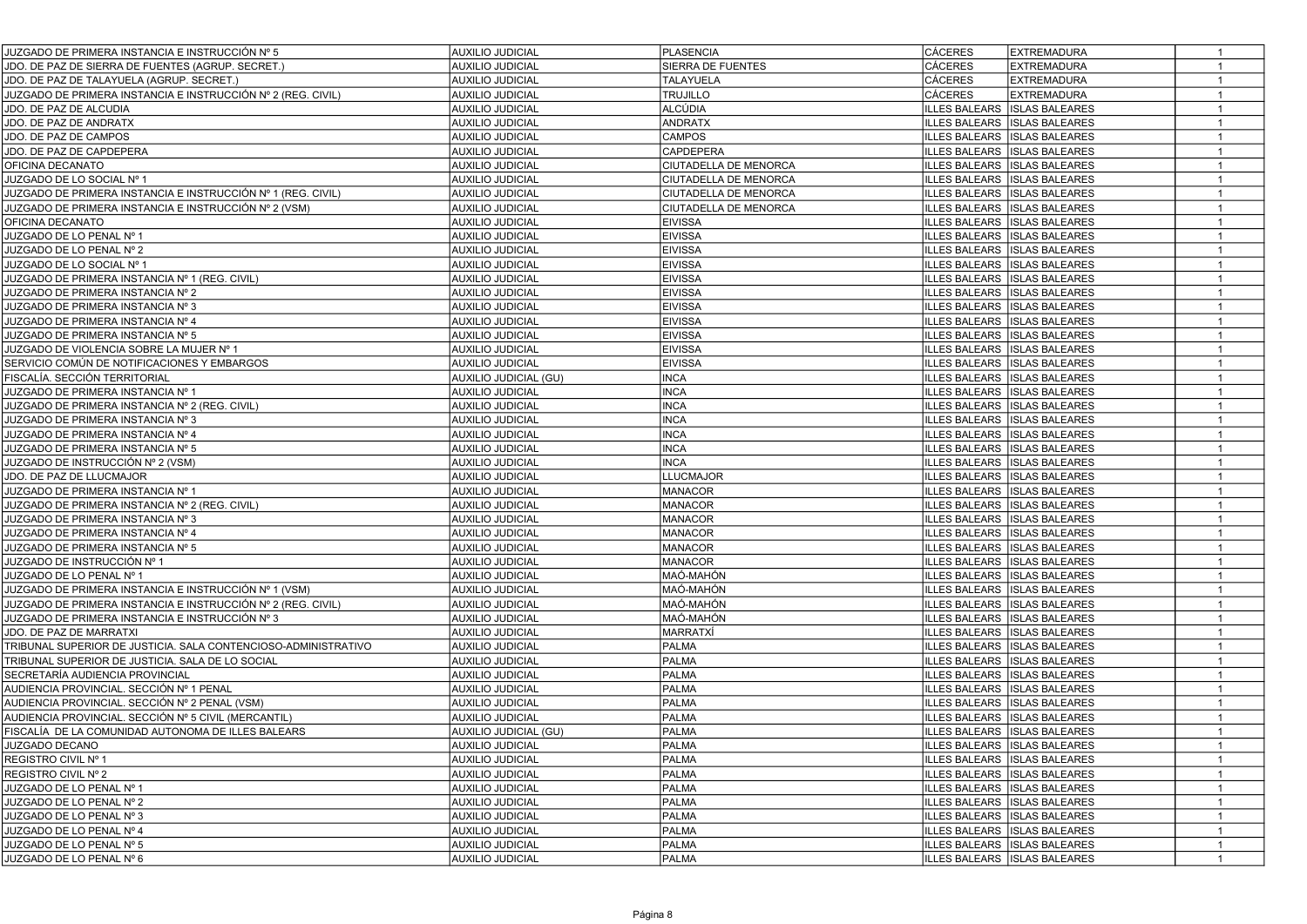| | | | | | |
|---|---|---|---|---|---|
| JUZGADO DE PRIMERA INSTANCIA E INSTRUCCIÓN Nº 5 | AUXILIO JUDICIAL | PLASENCIA | CÁCERES | EXTREMADURA | 1 |
| JDO. DE PAZ DE SIERRA DE FUENTES (AGRUP. SECRET.) | AUXILIO JUDICIAL | SIERRA DE FUENTES | CÁCERES | EXTREMADURA | 1 |
| JDO. DE PAZ DE TALAYUELA (AGRUP. SECRET.) | AUXILIO JUDICIAL | TALAYUELA | CÁCERES | EXTREMADURA | 1 |
| JUZGADO DE PRIMERA INSTANCIA E INSTRUCCIÓN Nº 2 (REG. CIVIL) | AUXILIO JUDICIAL | TRUJILLO | CÁCERES | EXTREMADURA | 1 |
| JDO. DE PAZ DE ALCUDIA | AUXILIO JUDICIAL | ALCÚDIA | ILLES BALEARS | ISLAS BALEARES | 1 |
| JDO. DE PAZ DE ANDRATX | AUXILIO JUDICIAL | ANDRATX | ILLES BALEARS | ISLAS BALEARES | 1 |
| JDO. DE PAZ DE CAMPOS | AUXILIO JUDICIAL | CAMPOS | ILLES BALEARS | ISLAS BALEARES | 1 |
| JDO. DE PAZ DE CAPDEPERA | AUXILIO JUDICIAL | CAPDEPERA | ILLES BALEARS | ISLAS BALEARES | 1 |
| OFICINA DECANATO | AUXILIO JUDICIAL | CIUTADELLA DE MENORCA | ILLES BALEARS | ISLAS BALEARES | 1 |
| JUZGADO DE LO SOCIAL Nº 1 | AUXILIO JUDICIAL | CIUTADELLA DE MENORCA | ILLES BALEARS | ISLAS BALEARES | 1 |
| JUZGADO DE PRIMERA INSTANCIA E INSTRUCCIÓN Nº 1 (REG. CIVIL) | AUXILIO JUDICIAL | CIUTADELLA DE MENORCA | ILLES BALEARS | ISLAS BALEARES | 1 |
| JUZGADO DE PRIMERA INSTANCIA E INSTRUCCIÓN Nº 2 (VSM) | AUXILIO JUDICIAL | CIUTADELLA DE MENORCA | ILLES BALEARS | ISLAS BALEARES | 1 |
| OFICINA DECANATO | AUXILIO JUDICIAL | EIVISSA | ILLES BALEARS | ISLAS BALEARES | 1 |
| JUZGADO DE LO PENAL Nº 1 | AUXILIO JUDICIAL | EIVISSA | ILLES BALEARS | ISLAS BALEARES | 1 |
| JUZGADO DE LO PENAL Nº 2 | AUXILIO JUDICIAL | EIVISSA | ILLES BALEARS | ISLAS BALEARES | 1 |
| JUZGADO DE LO SOCIAL Nº 1 | AUXILIO JUDICIAL | EIVISSA | ILLES BALEARS | ISLAS BALEARES | 1 |
| JUZGADO DE PRIMERA INSTANCIA Nº 1 (REG. CIVIL) | AUXILIO JUDICIAL | EIVISSA | ILLES BALEARS | ISLAS BALEARES | 1 |
| JUZGADO DE PRIMERA INSTANCIA Nº 2 | AUXILIO JUDICIAL | EIVISSA | ILLES BALEARS | ISLAS BALEARES | 1 |
| JUZGADO DE PRIMERA INSTANCIA Nº 3 | AUXILIO JUDICIAL | EIVISSA | ILLES BALEARS | ISLAS BALEARES | 1 |
| JUZGADO DE PRIMERA INSTANCIA Nº 4 | AUXILIO JUDICIAL | EIVISSA | ILLES BALEARS | ISLAS BALEARES | 1 |
| JUZGADO DE PRIMERA INSTANCIA Nº 5 | AUXILIO JUDICIAL | EIVISSA | ILLES BALEARS | ISLAS BALEARES | 1 |
| JUZGADO DE VIOLENCIA SOBRE LA MUJER Nº 1 | AUXILIO JUDICIAL | EIVISSA | ILLES BALEARS | ISLAS BALEARES | 1 |
| SERVICIO COMÚN DE NOTIFICACIONES Y EMBARGOS | AUXILIO JUDICIAL | EIVISSA | ILLES BALEARS | ISLAS BALEARES | 1 |
| FISCALÍA. SECCIÓN TERRITORIAL | AUXILIO JUDICIAL (GU) | INCA | ILLES BALEARS | ISLAS BALEARES | 1 |
| JUZGADO DE PRIMERA INSTANCIA Nº 1 | AUXILIO JUDICIAL | INCA | ILLES BALEARS | ISLAS BALEARES | 1 |
| JUZGADO DE PRIMERA INSTANCIA Nº 2 (REG. CIVIL) | AUXILIO JUDICIAL | INCA | ILLES BALEARS | ISLAS BALEARES | 1 |
| JUZGADO DE PRIMERA INSTANCIA Nº 3 | AUXILIO JUDICIAL | INCA | ILLES BALEARS | ISLAS BALEARES | 1 |
| JUZGADO DE PRIMERA INSTANCIA Nº 4 | AUXILIO JUDICIAL | INCA | ILLES BALEARS | ISLAS BALEARES | 1 |
| JUZGADO DE PRIMERA INSTANCIA Nº 5 | AUXILIO JUDICIAL | INCA | ILLES BALEARS | ISLAS BALEARES | 1 |
| JUZGADO DE INSTRUCCIÓN Nº 2 (VSM) | AUXILIO JUDICIAL | INCA | ILLES BALEARS | ISLAS BALEARES | 1 |
| JDO. DE PAZ DE LLUCMAJOR | AUXILIO JUDICIAL | LLUCMAJOR | ILLES BALEARS | ISLAS BALEARES | 1 |
| JUZGADO DE PRIMERA INSTANCIA Nº 1 | AUXILIO JUDICIAL | MANACOR | ILLES BALEARS | ISLAS BALEARES | 1 |
| JUZGADO DE PRIMERA INSTANCIA Nº 2 (REG. CIVIL) | AUXILIO JUDICIAL | MANACOR | ILLES BALEARS | ISLAS BALEARES | 1 |
| JUZGADO DE PRIMERA INSTANCIA Nº 3 | AUXILIO JUDICIAL | MANACOR | ILLES BALEARS | ISLAS BALEARES | 1 |
| JUZGADO DE PRIMERA INSTANCIA Nº 4 | AUXILIO JUDICIAL | MANACOR | ILLES BALEARS | ISLAS BALEARES | 1 |
| JUZGADO DE PRIMERA INSTANCIA Nº 5 | AUXILIO JUDICIAL | MANACOR | ILLES BALEARS | ISLAS BALEARES | 1 |
| JUZGADO DE INSTRUCCIÓN Nº 1 | AUXILIO JUDICIAL | MANACOR | ILLES BALEARS | ISLAS BALEARES | 1 |
| JUZGADO DE LO PENAL Nº 1 | AUXILIO JUDICIAL | MAÓ-MAHÓN | ILLES BALEARS | ISLAS BALEARES | 1 |
| JUZGADO DE PRIMERA INSTANCIA E INSTRUCCIÓN Nº 1 (VSM) | AUXILIO JUDICIAL | MAÓ-MAHÓN | ILLES BALEARS | ISLAS BALEARES | 1 |
| JUZGADO DE PRIMERA INSTANCIA E INSTRUCCIÓN Nº 2 (REG. CIVIL) | AUXILIO JUDICIAL | MAÓ-MAHÓN | ILLES BALEARS | ISLAS BALEARES | 1 |
| JUZGADO DE PRIMERA INSTANCIA E INSTRUCCIÓN Nº 3 | AUXILIO JUDICIAL | MAÓ-MAHÓN | ILLES BALEARS | ISLAS BALEARES | 1 |
| JDO. DE PAZ DE MARRATXI | AUXILIO JUDICIAL | MARRATXÍ | ILLES BALEARS | ISLAS BALEARES | 1 |
| TRIBUNAL SUPERIOR DE JUSTICIA. SALA CONTENCIOSO-ADMINISTRATIVO | AUXILIO JUDICIAL | PALMA | ILLES BALEARS | ISLAS BALEARES | 1 |
| TRIBUNAL SUPERIOR DE JUSTICIA. SALA DE LO SOCIAL | AUXILIO JUDICIAL | PALMA | ILLES BALEARS | ISLAS BALEARES | 1 |
| SECRETARÍA AUDIENCIA PROVINCIAL | AUXILIO JUDICIAL | PALMA | ILLES BALEARS | ISLAS BALEARES | 1 |
| AUDIENCIA PROVINCIAL. SECCIÓN Nº 1 PENAL | AUXILIO JUDICIAL | PALMA | ILLES BALEARS | ISLAS BALEARES | 1 |
| AUDIENCIA PROVINCIAL. SECCIÓN Nº 2 PENAL (VSM) | AUXILIO JUDICIAL | PALMA | ILLES BALEARS | ISLAS BALEARES | 1 |
| AUDIENCIA PROVINCIAL. SECCIÓN Nº 5 CIVIL (MERCANTIL) | AUXILIO JUDICIAL | PALMA | ILLES BALEARS | ISLAS BALEARES | 1 |
| FISCALÍA DE LA COMUNIDAD AUTONOMA DE ILLES BALEARS | AUXILIO JUDICIAL (GU) | PALMA | ILLES BALEARS | ISLAS BALEARES | 1 |
| JUZGADO DECANO | AUXILIO JUDICIAL | PALMA | ILLES BALEARS | ISLAS BALEARES | 1 |
| REGISTRO CIVIL Nº 1 | AUXILIO JUDICIAL | PALMA | ILLES BALEARS | ISLAS BALEARES | 1 |
| REGISTRO CIVIL Nº 2 | AUXILIO JUDICIAL | PALMA | ILLES BALEARS | ISLAS BALEARES | 1 |
| JUZGADO DE LO PENAL Nº 1 | AUXILIO JUDICIAL | PALMA | ILLES BALEARS | ISLAS BALEARES | 1 |
| JUZGADO DE LO PENAL Nº 2 | AUXILIO JUDICIAL | PALMA | ILLES BALEARS | ISLAS BALEARES | 1 |
| JUZGADO DE LO PENAL Nº 3 | AUXILIO JUDICIAL | PALMA | ILLES BALEARS | ISLAS BALEARES | 1 |
| JUZGADO DE LO PENAL Nº 4 | AUXILIO JUDICIAL | PALMA | ILLES BALEARS | ISLAS BALEARES | 1 |
| JUZGADO DE LO PENAL Nº 5 | AUXILIO JUDICIAL | PALMA | ILLES BALEARS | ISLAS BALEARES | 1 |
| JUZGADO DE LO PENAL Nº 6 | AUXILIO JUDICIAL | PALMA | ILLES BALEARS | ISLAS BALEARES | 1 |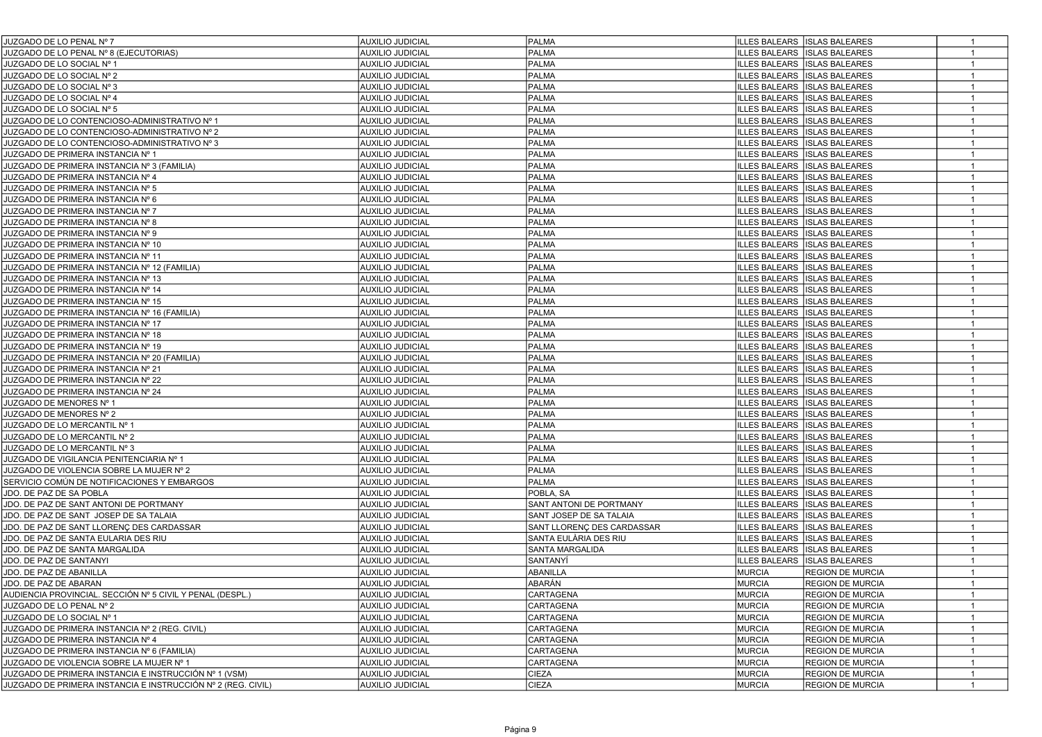| | | | | | |
|---|---|---|---|---|---|
| JUZGADO DE LO PENAL Nº 7 | AUXILIO JUDICIAL | PALMA | ILLES BALEARS | ISLAS BALEARES | 1 |
| JUZGADO DE LO PENAL Nº 8 (EJECUTORIAS) | AUXILIO JUDICIAL | PALMA | ILLES BALEARS | ISLAS BALEARES | 1 |
| JUZGADO DE LO SOCIAL Nº 1 | AUXILIO JUDICIAL | PALMA | ILLES BALEARS | ISLAS BALEARES | 1 |
| JUZGADO DE LO SOCIAL Nº 2 | AUXILIO JUDICIAL | PALMA | ILLES BALEARS | ISLAS BALEARES | 1 |
| JUZGADO DE LO SOCIAL Nº 3 | AUXILIO JUDICIAL | PALMA | ILLES BALEARS | ISLAS BALEARES | 1 |
| JUZGADO DE LO SOCIAL Nº 4 | AUXILIO JUDICIAL | PALMA | ILLES BALEARS | ISLAS BALEARES | 1 |
| JUZGADO DE LO SOCIAL Nº 5 | AUXILIO JUDICIAL | PALMA | ILLES BALEARS | ISLAS BALEARES | 1 |
| JUZGADO DE LO CONTENCIOSO-ADMINISTRATIVO Nº 1 | AUXILIO JUDICIAL | PALMA | ILLES BALEARS | ISLAS BALEARES | 1 |
| JUZGADO DE LO CONTENCIOSO-ADMINISTRATIVO Nº 2 | AUXILIO JUDICIAL | PALMA | ILLES BALEARS | ISLAS BALEARES | 1 |
| JUZGADO DE LO CONTENCIOSO-ADMINISTRATIVO Nº 3 | AUXILIO JUDICIAL | PALMA | ILLES BALEARS | ISLAS BALEARES | 1 |
| JUZGADO DE PRIMERA INSTANCIA Nº 1 | AUXILIO JUDICIAL | PALMA | ILLES BALEARS | ISLAS BALEARES | 1 |
| JUZGADO DE PRIMERA INSTANCIA Nº 3 (FAMILIA) | AUXILIO JUDICIAL | PALMA | ILLES BALEARS | ISLAS BALEARES | 1 |
| JUZGADO DE PRIMERA INSTANCIA Nº 4 | AUXILIO JUDICIAL | PALMA | ILLES BALEARS | ISLAS BALEARES | 1 |
| JUZGADO DE PRIMERA INSTANCIA Nº 5 | AUXILIO JUDICIAL | PALMA | ILLES BALEARS | ISLAS BALEARES | 1 |
| JUZGADO DE PRIMERA INSTANCIA Nº 6 | AUXILIO JUDICIAL | PALMA | ILLES BALEARS | ISLAS BALEARES | 1 |
| JUZGADO DE PRIMERA INSTANCIA Nº 7 | AUXILIO JUDICIAL | PALMA | ILLES BALEARS | ISLAS BALEARES | 1 |
| JUZGADO DE PRIMERA INSTANCIA Nº 8 | AUXILIO JUDICIAL | PALMA | ILLES BALEARS | ISLAS BALEARES | 1 |
| JUZGADO DE PRIMERA INSTANCIA Nº 9 | AUXILIO JUDICIAL | PALMA | ILLES BALEARS | ISLAS BALEARES | 1 |
| JUZGADO DE PRIMERA INSTANCIA Nº 10 | AUXILIO JUDICIAL | PALMA | ILLES BALEARS | ISLAS BALEARES | 1 |
| JUZGADO DE PRIMERA INSTANCIA Nº 11 | AUXILIO JUDICIAL | PALMA | ILLES BALEARS | ISLAS BALEARES | 1 |
| JUZGADO DE PRIMERA INSTANCIA Nº 12 (FAMILIA) | AUXILIO JUDICIAL | PALMA | ILLES BALEARS | ISLAS BALEARES | 1 |
| JUZGADO DE PRIMERA INSTANCIA Nº 13 | AUXILIO JUDICIAL | PALMA | ILLES BALEARS | ISLAS BALEARES | 1 |
| JUZGADO DE PRIMERA INSTANCIA Nº 14 | AUXILIO JUDICIAL | PALMA | ILLES BALEARS | ISLAS BALEARES | 1 |
| JUZGADO DE PRIMERA INSTANCIA Nº 15 | AUXILIO JUDICIAL | PALMA | ILLES BALEARS | ISLAS BALEARES | 1 |
| JUZGADO DE PRIMERA INSTANCIA Nº 16 (FAMILIA) | AUXILIO JUDICIAL | PALMA | ILLES BALEARS | ISLAS BALEARES | 1 |
| JUZGADO DE PRIMERA INSTANCIA Nº 17 | AUXILIO JUDICIAL | PALMA | ILLES BALEARS | ISLAS BALEARES | 1 |
| JUZGADO DE PRIMERA INSTANCIA Nº 18 | AUXILIO JUDICIAL | PALMA | ILLES BALEARS | ISLAS BALEARES | 1 |
| JUZGADO DE PRIMERA INSTANCIA Nº 19 | AUXILIO JUDICIAL | PALMA | ILLES BALEARS | ISLAS BALEARES | 1 |
| JUZGADO DE PRIMERA INSTANCIA Nº 20 (FAMILIA) | AUXILIO JUDICIAL | PALMA | ILLES BALEARS | ISLAS BALEARES | 1 |
| JUZGADO DE PRIMERA INSTANCIA Nº 21 | AUXILIO JUDICIAL | PALMA | ILLES BALEARS | ISLAS BALEARES | 1 |
| JUZGADO DE PRIMERA INSTANCIA Nº 22 | AUXILIO JUDICIAL | PALMA | ILLES BALEARS | ISLAS BALEARES | 1 |
| JUZGADO DE PRIMERA INSTANCIA Nº 24 | AUXILIO JUDICIAL | PALMA | ILLES BALEARS | ISLAS BALEARES | 1 |
| JUZGADO DE MENORES Nº 1 | AUXILIO JUDICIAL | PALMA | ILLES BALEARS | ISLAS BALEARES | 1 |
| JUZGADO DE MENORES Nº 2 | AUXILIO JUDICIAL | PALMA | ILLES BALEARS | ISLAS BALEARES | 1 |
| JUZGADO DE LO MERCANTIL Nº 1 | AUXILIO JUDICIAL | PALMA | ILLES BALEARS | ISLAS BALEARES | 1 |
| JUZGADO DE LO MERCANTIL Nº 2 | AUXILIO JUDICIAL | PALMA | ILLES BALEARS | ISLAS BALEARES | 1 |
| JUZGADO DE LO MERCANTIL Nº 3 | AUXILIO JUDICIAL | PALMA | ILLES BALEARS | ISLAS BALEARES | 1 |
| JUZGADO DE VIGILANCIA PENITENCIARIA Nº 1 | AUXILIO JUDICIAL | PALMA | ILLES BALEARS | ISLAS BALEARES | 1 |
| JUZGADO DE VIOLENCIA SOBRE LA MUJER Nº 2 | AUXILIO JUDICIAL | PALMA | ILLES BALEARS | ISLAS BALEARES | 1 |
| SERVICIO COMÚN DE NOTIFICACIONES Y EMBARGOS | AUXILIO JUDICIAL | PALMA | ILLES BALEARS | ISLAS BALEARES | 1 |
| JDO. DE PAZ DE SA POBLA | AUXILIO JUDICIAL | POBLA, SA | ILLES BALEARS | ISLAS BALEARES | 1 |
| JDO. DE PAZ DE SANT ANTONI DE PORTMANY | AUXILIO JUDICIAL | SANT ANTONI DE PORTMANY | ILLES BALEARS | ISLAS BALEARES | 1 |
| JDO. DE PAZ DE SANT JOSEP DE SA TALAIA | AUXILIO JUDICIAL | SANT JOSEP DE SA TALAIA | ILLES BALEARS | ISLAS BALEARES | 1 |
| JDO. DE PAZ DE SANT LLORENÇ DES CARDASSAR | AUXILIO JUDICIAL | SANT LLORENÇ DES CARDASSAR | ILLES BALEARS | ISLAS BALEARES | 1 |
| JDO. DE PAZ DE SANTA EULARIA DES RIU | AUXILIO JUDICIAL | SANTA EULÀRIA DES RIU | ILLES BALEARS | ISLAS BALEARES | 1 |
| JDO. DE PAZ DE SANTA MARGALIDA | AUXILIO JUDICIAL | SANTA MARGALIDA | ILLES BALEARS | ISLAS BALEARES | 1 |
| JDO. DE PAZ DE SANTANYI | AUXILIO JUDICIAL | SANTANYÍ | ILLES BALEARS | ISLAS BALEARES | 1 |
| JDO. DE PAZ DE ABANILLA | AUXILIO JUDICIAL | ABANILLA | MURCIA | REGION DE MURCIA | 1 |
| JDO. DE PAZ DE ABARAN | AUXILIO JUDICIAL | ABARÁN | MURCIA | REGION DE MURCIA | 1 |
| AUDIENCIA PROVINCIAL. SECCIÓN Nº 5 CIVIL Y PENAL (DESPL.) | AUXILIO JUDICIAL | CARTAGENA | MURCIA | REGION DE MURCIA | 1 |
| JUZGADO DE LO PENAL Nº 2 | AUXILIO JUDICIAL | CARTAGENA | MURCIA | REGION DE MURCIA | 1 |
| JUZGADO DE LO SOCIAL Nº 1 | AUXILIO JUDICIAL | CARTAGENA | MURCIA | REGION DE MURCIA | 1 |
| JUZGADO DE PRIMERA INSTANCIA Nº 2 (REG. CIVIL) | AUXILIO JUDICIAL | CARTAGENA | MURCIA | REGION DE MURCIA | 1 |
| JUZGADO DE PRIMERA INSTANCIA Nº 4 | AUXILIO JUDICIAL | CARTAGENA | MURCIA | REGION DE MURCIA | 1 |
| JUZGADO DE PRIMERA INSTANCIA Nº 6 (FAMILIA) | AUXILIO JUDICIAL | CARTAGENA | MURCIA | REGION DE MURCIA | 1 |
| JUZGADO DE VIOLENCIA SOBRE LA MUJER Nº 1 | AUXILIO JUDICIAL | CARTAGENA | MURCIA | REGION DE MURCIA | 1 |
| JUZGADO DE PRIMERA INSTANCIA E INSTRUCCIÓN Nº 1 (VSM) | AUXILIO JUDICIAL | CIEZA | MURCIA | REGION DE MURCIA | 1 |
| JUZGADO DE PRIMERA INSTANCIA E INSTRUCCIÓN Nº 2 (REG. CIVIL) | AUXILIO JUDICIAL | CIEZA | MURCIA | REGION DE MURCIA | 1 |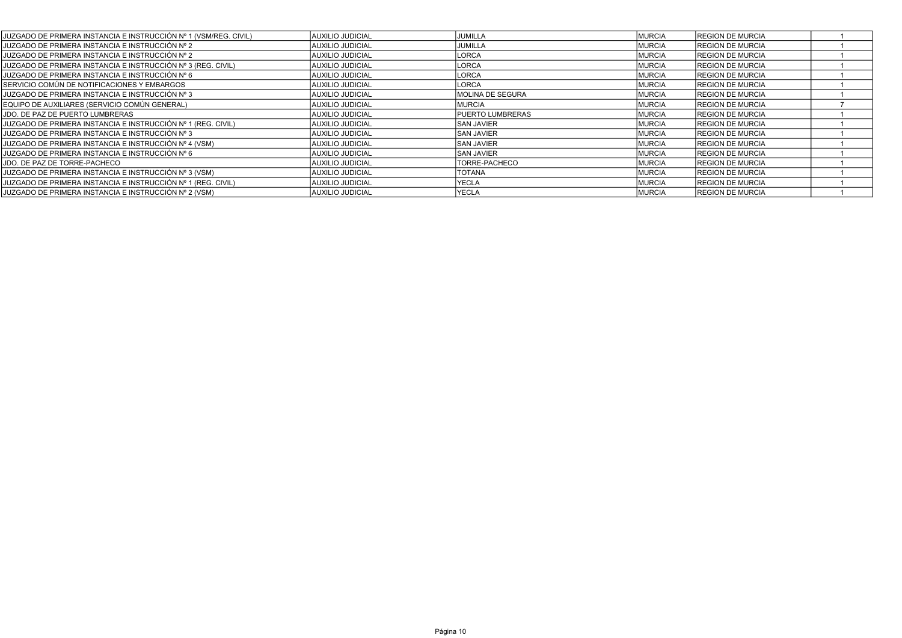| | | | | | |
|---|---|---|---|---|---|
| JUZGADO DE PRIMERA INSTANCIA E INSTRUCCIÓN Nº 1 (VSM/REG. CIVIL) | AUXILIO JUDICIAL | JUMILLA | MURCIA | REGION DE MURCIA | 1 |
| JUZGADO DE PRIMERA INSTANCIA E INSTRUCCIÓN Nº 2 | AUXILIO JUDICIAL | JUMILLA | MURCIA | REGION DE MURCIA | 1 |
| JUZGADO DE PRIMERA INSTANCIA E INSTRUCCIÓN Nº 2 | AUXILIO JUDICIAL | LORCA | MURCIA | REGION DE MURCIA | 1 |
| JUZGADO DE PRIMERA INSTANCIA E INSTRUCCIÓN Nº 3 (REG. CIVIL) | AUXILIO JUDICIAL | LORCA | MURCIA | REGION DE MURCIA | 1 |
| JUZGADO DE PRIMERA INSTANCIA E INSTRUCCIÓN Nº 6 | AUXILIO JUDICIAL | LORCA | MURCIA | REGION DE MURCIA | 1 |
| SERVICIO COMÚN DE NOTIFICACIONES Y EMBARGOS | AUXILIO JUDICIAL | LORCA | MURCIA | REGION DE MURCIA | 1 |
| JUZGADO DE PRIMERA INSTANCIA E INSTRUCCIÓN Nº 3 | AUXILIO JUDICIAL | MOLINA DE SEGURA | MURCIA | REGION DE MURCIA | 1 |
| EQUIPO DE AUXILIARES (SERVICIO COMÚN GENERAL) | AUXILIO JUDICIAL | MURCIA | MURCIA | REGION DE MURCIA | 7 |
| JDO. DE PAZ DE PUERTO LUMBRERAS | AUXILIO JUDICIAL | PUERTO LUMBRERAS | MURCIA | REGION DE MURCIA | 1 |
| JUZGADO DE PRIMERA INSTANCIA E INSTRUCCIÓN Nº 1 (REG. CIVIL) | AUXILIO JUDICIAL | SAN JAVIER | MURCIA | REGION DE MURCIA | 1 |
| JUZGADO DE PRIMERA INSTANCIA E INSTRUCCIÓN Nº 3 | AUXILIO JUDICIAL | SAN JAVIER | MURCIA | REGION DE MURCIA | 1 |
| JUZGADO DE PRIMERA INSTANCIA E INSTRUCCIÓN Nº 4 (VSM) | AUXILIO JUDICIAL | SAN JAVIER | MURCIA | REGION DE MURCIA | 1 |
| JUZGADO DE PRIMERA INSTANCIA E INSTRUCCIÓN Nº 6 | AUXILIO JUDICIAL | SAN JAVIER | MURCIA | REGION DE MURCIA | 1 |
| JDO. DE PAZ DE TORRE-PACHECO | AUXILIO JUDICIAL | TORRE-PACHECO | MURCIA | REGION DE MURCIA | 1 |
| JUZGADO DE PRIMERA INSTANCIA E INSTRUCCIÓN Nº 3 (VSM) | AUXILIO JUDICIAL | TOTANA | MURCIA | REGION DE MURCIA | 1 |
| JUZGADO DE PRIMERA INSTANCIA E INSTRUCCIÓN Nº 1 (REG. CIVIL) | AUXILIO JUDICIAL | YECLA | MURCIA | REGION DE MURCIA | 1 |
| JUZGADO DE PRIMERA INSTANCIA E INSTRUCCIÓN Nº 2 (VSM) | AUXILIO JUDICIAL | YECLA | MURCIA | REGION DE MURCIA | 1 |